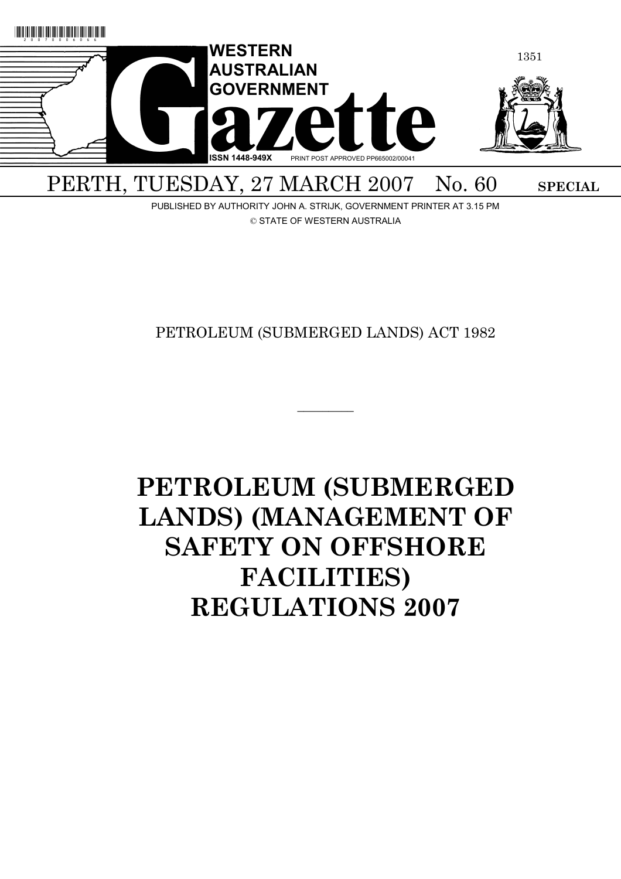# WESTERN AUSTRALIAN GOVERNMENT Gazette

ISSN 1448-949X PRINT POST APPROVED PP665002/00041

PERTH, TUESDAY, 27 MARCH 2007 No. 60 **SPECIAL**

PUBLISHED BY AUTHORITY JOHN A. STRIJK, GOVERNMENT PRINTER AT 3.15 PM

© STATE OF WESTERN AUSTRALIA

PETROLEUM (SUBMERGED LANDS) ACT 1982

---

# PETROLEUM (SUBMERGED LANDS) (MANAGEMENT OF SAFETY ON OFFSHORE FACILITIES) REGULATIONS 2007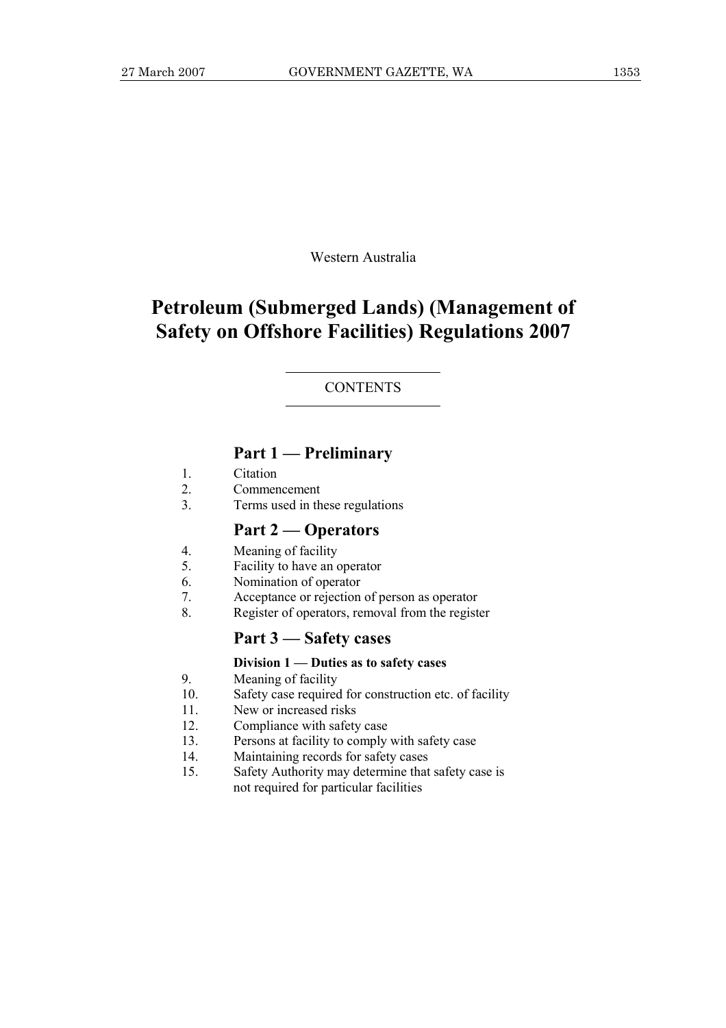Western Australia

# Petroleum (Submerged Lands) (Management of Safety on Offshore Facilities) Regulations 2007

CONTENTS

## Part 1 — Preliminary

1. Citation
2. Commencement
3. Terms used in these regulations

## Part 2 — Operators

4. Meaning of facility
5. Facility to have an operator
6. Nomination of operator
7. Acceptance or rejection of person as operator
8. Register of operators, removal from the register

## Part 3 — Safety cases

### Division 1 — Duties as to safety cases

9. Meaning of facility
10. Safety case required for construction etc. of facility
11. New or increased risks
12. Compliance with safety case
13. Persons at facility to comply with safety case
14. Maintaining records for safety cases
15. Safety Authority may determine that safety case is not required for particular facilities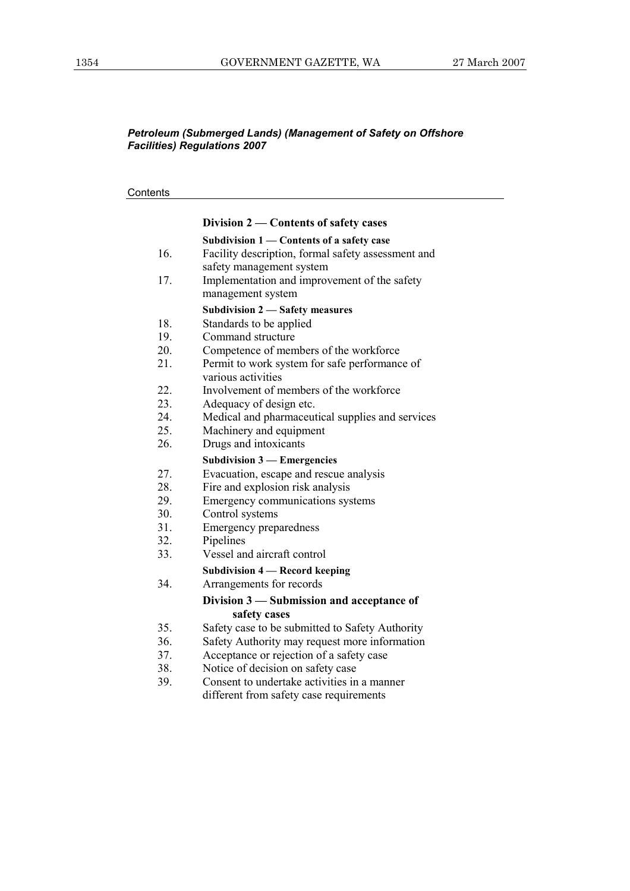*Petroleum (Submerged Lands) (Management of Safety on Offshore Facilities) Regulations 2007*

Contents

**Division 2 — Contents of safety cases**

**Subdivision 1 — Contents of a safety case**

16. Facility description, formal safety assessment and safety management system
17. Implementation and improvement of the safety management system

**Subdivision 2 — Safety measures**

18. Standards to be applied
19. Command structure
20. Competence of members of the workforce
21. Permit to work system for safe performance of various activities
22. Involvement of members of the workforce
23. Adequacy of design etc.
24. Medical and pharmaceutical supplies and services
25. Machinery and equipment
26. Drugs and intoxicants

**Subdivision 3 — Emergencies**

27. Evacuation, escape and rescue analysis
28. Fire and explosion risk analysis
29. Emergency communications systems
30. Control systems
31. Emergency preparedness
32. Pipelines
33. Vessel and aircraft control

**Subdivision 4 — Record keeping**

34. Arrangements for records

**Division 3 — Submission and acceptance of safety cases**

35. Safety case to be submitted to Safety Authority
36. Safety Authority may request more information
37. Acceptance or rejection of a safety case
38. Notice of decision on safety case
39. Consent to undertake activities in a manner different from safety case requirements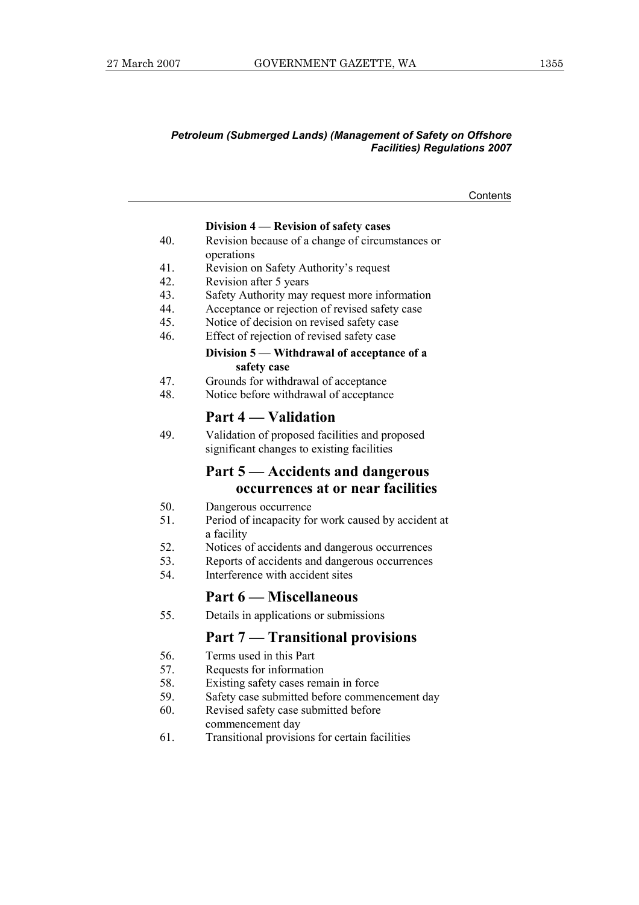*Petroleum (Submerged Lands) (Management of Safety on Offshore Facilities) Regulations 2007*

Contents

**Division 4 — Revision of safety cases**

40. Revision because of a change of circumstances or operations
41. Revision on Safety Authority's request
42. Revision after 5 years
43. Safety Authority may request more information
44. Acceptance or rejection of revised safety case
45. Notice of decision on revised safety case
46. Effect of rejection of revised safety case

**Division 5 — Withdrawal of acceptance of a safety case**

47. Grounds for withdrawal of acceptance
48. Notice before withdrawal of acceptance

## Part 4 — Validation

49. Validation of proposed facilities and proposed significant changes to existing facilities

## Part 5 — Accidents and dangerous occurrences at or near facilities

50. Dangerous occurrence
51. Period of incapacity for work caused by accident at a facility
52. Notices of accidents and dangerous occurrences
53. Reports of accidents and dangerous occurrences
54. Interference with accident sites

## Part 6 — Miscellaneous

55. Details in applications or submissions

## Part 7 — Transitional provisions

56. Terms used in this Part
57. Requests for information
58. Existing safety cases remain in force
59. Safety case submitted before commencement day
60. Revised safety case submitted before commencement day
61. Transitional provisions for certain facilities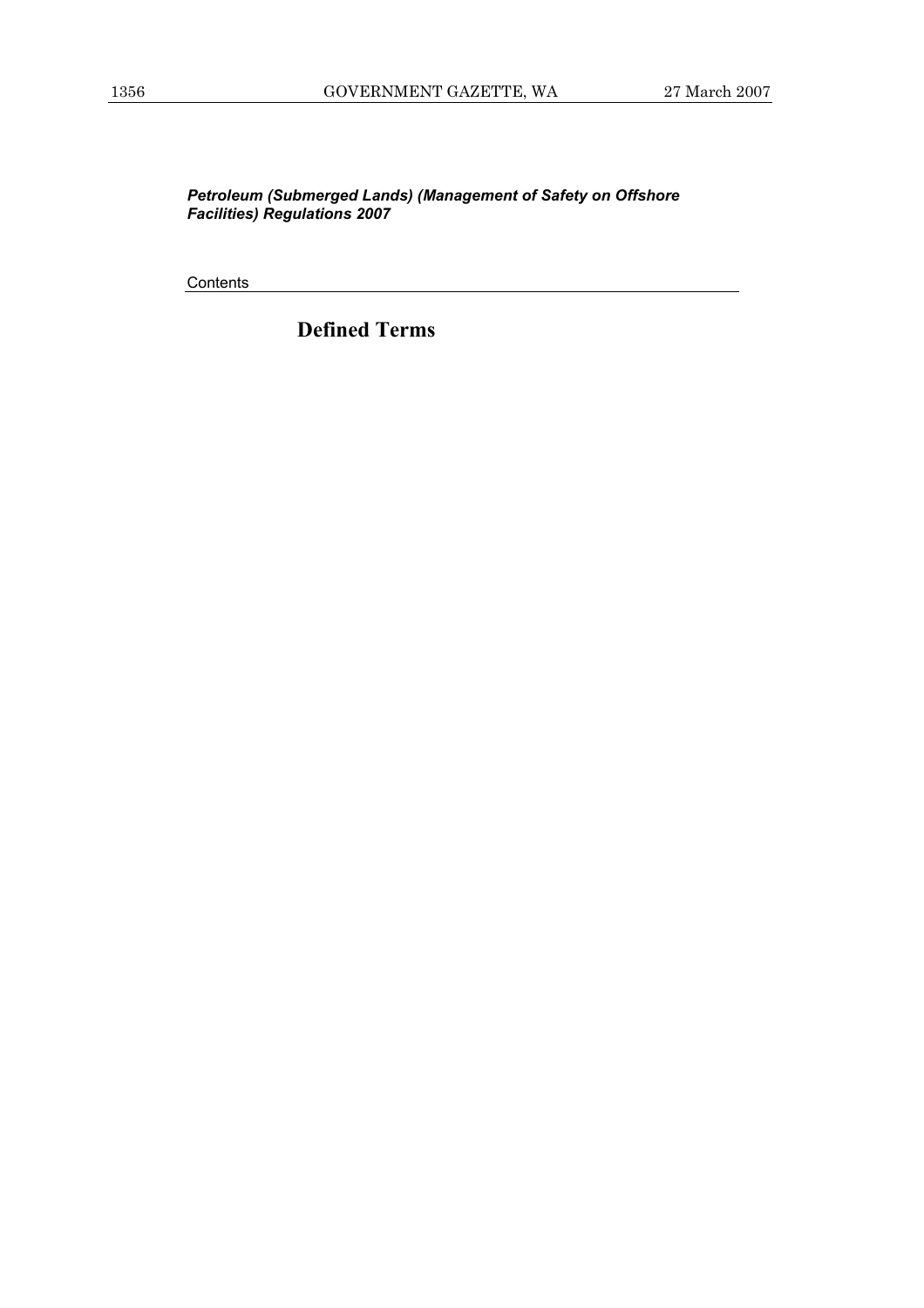*Petroleum (Submerged Lands) (Management of Safety on Offshore Facilities) Regulations 2007*

Contents

# Defined Terms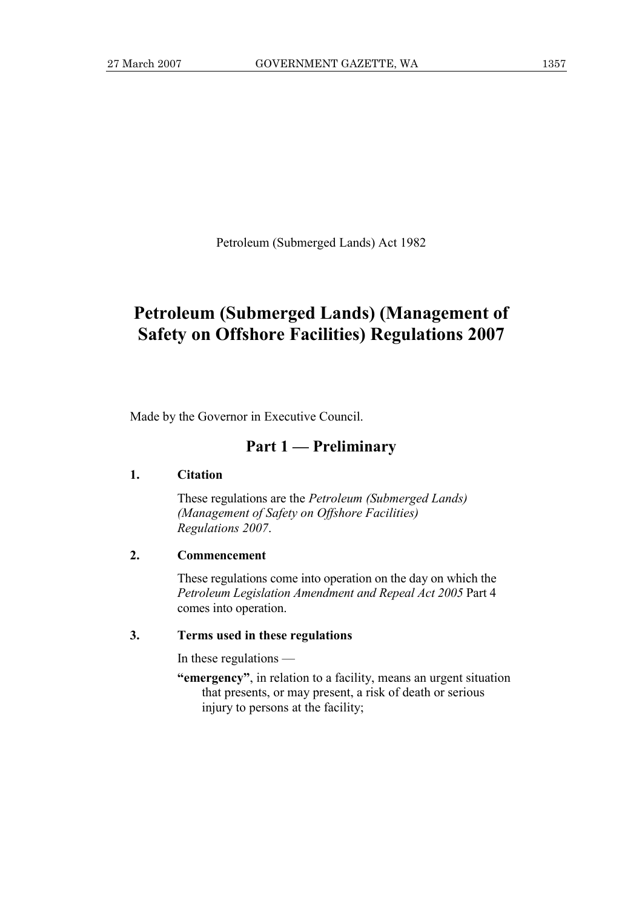Petroleum (Submerged Lands) Act 1982

# Petroleum (Submerged Lands) (Management of Safety on Offshore Facilities) Regulations 2007

Made by the Governor in Executive Council.

## Part 1 — Preliminary

### 1. Citation

These regulations are the *Petroleum (Submerged Lands) (Management of Safety on Offshore Facilities) Regulations 2007*.

### 2. Commencement

These regulations come into operation on the day on which the *Petroleum Legislation Amendment and Repeal Act 2005* Part 4 comes into operation.

### 3. Terms used in these regulations

In these regulations —

**"emergency"**, in relation to a facility, means an urgent situation that presents, or may present, a risk of death or serious injury to persons at the facility;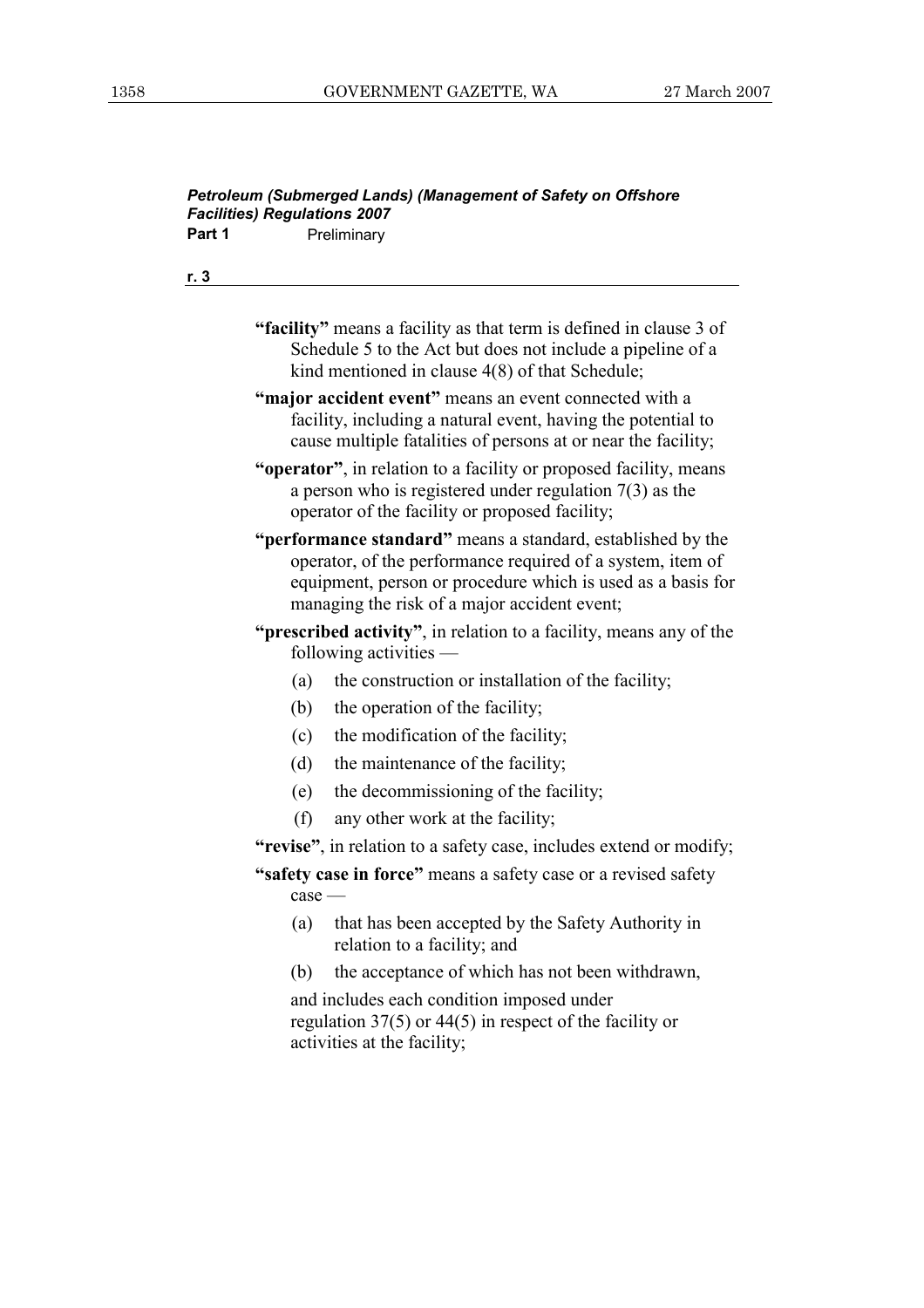**"facility"** means a facility as that term is defined in clause 3 of Schedule 5 to the Act but does not include a pipeline of a kind mentioned in clause 4(8) of that Schedule;

**"major accident event"** means an event connected with a facility, including a natural event, having the potential to cause multiple fatalities of persons at or near the facility;

**"operator"**, in relation to a facility or proposed facility, means a person who is registered under regulation 7(3) as the operator of the facility or proposed facility;

**"performance standard"** means a standard, established by the operator, of the performance required of a system, item of equipment, person or procedure which is used as a basis for managing the risk of a major accident event;

**"prescribed activity"**, in relation to a facility, means any of the following activities —

(a) the construction or installation of the facility;

(b) the operation of the facility;

(c) the modification of the facility;

(d) the maintenance of the facility;

(e) the decommissioning of the facility;

(f) any other work at the facility;

**"revise"**, in relation to a safety case, includes extend or modify;

**"safety case in force"** means a safety case or a revised safety case —

(a) that has been accepted by the Safety Authority in relation to a facility; and

(b) the acceptance of which has not been withdrawn,

and includes each condition imposed under regulation 37(5) or 44(5) in respect of the facility or activities at the facility;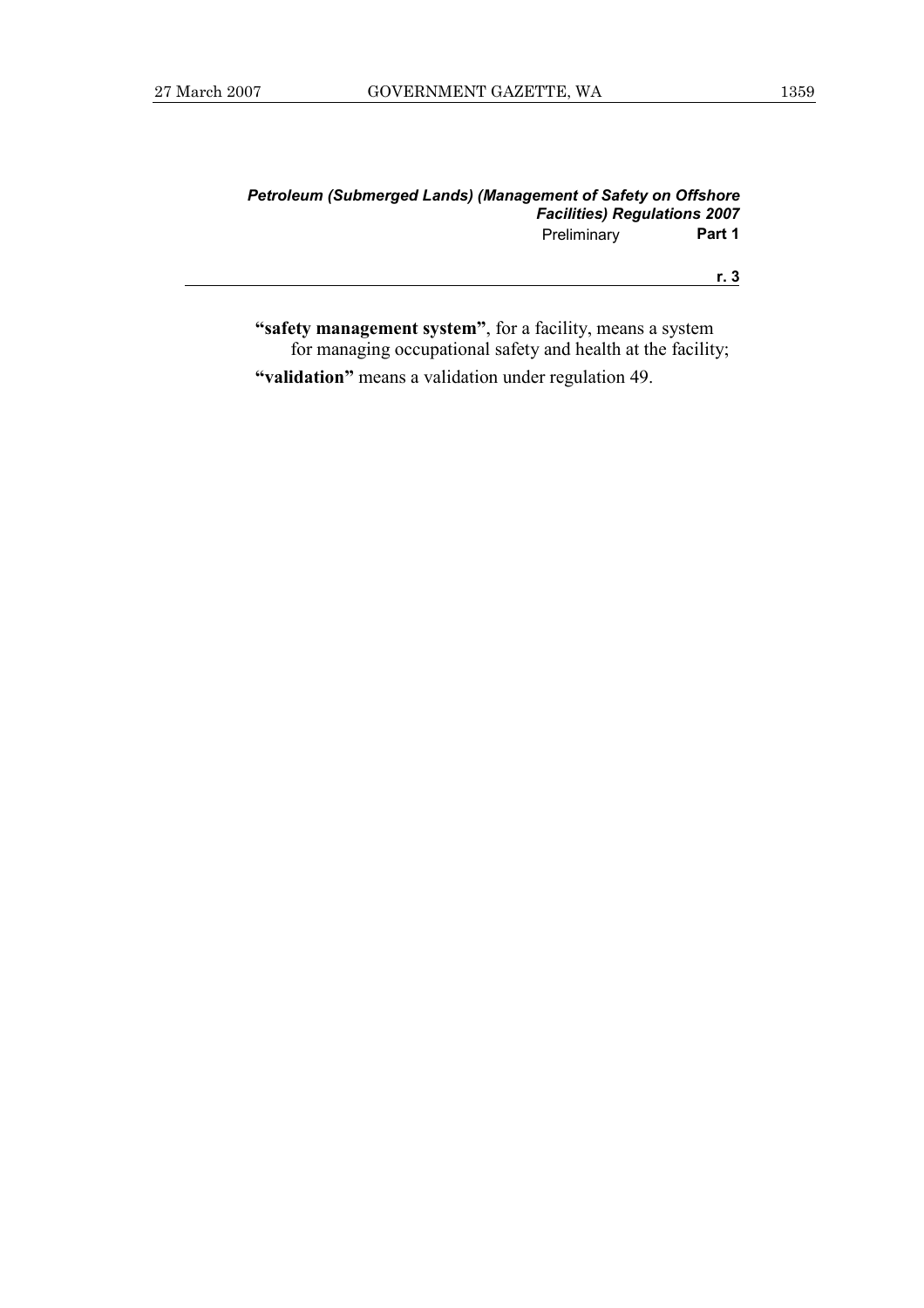**"safety management system"**, for a facility, means a system for managing occupational safety and health at the facility;

**"validation"** means a validation under regulation 49.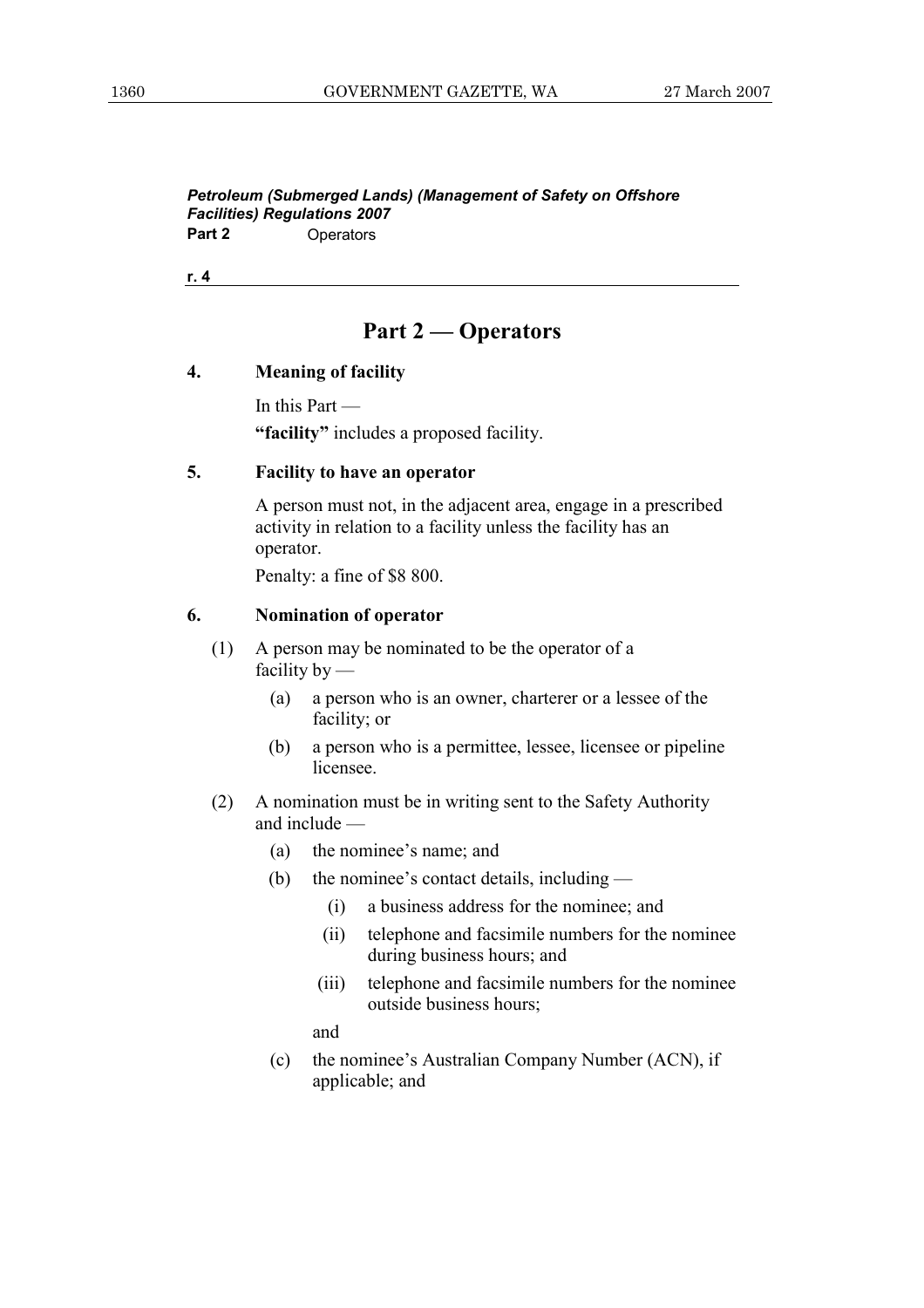## Part 2 — Operators

### 4. Meaning of facility

In this Part —

**"facility"** includes a proposed facility.

### 5. Facility to have an operator

A person must not, in the adjacent area, engage in a prescribed activity in relation to a facility unless the facility has an operator.

Penalty: a fine of $8 800.

### 6. Nomination of operator

(1) A person may be nominated to be the operator of a facility by —

- (a) a person who is an owner, charterer or a lessee of the facility; or
- (b) a person who is a permittee, lessee, licensee or pipeline licensee.

(2) A nomination must be in writing sent to the Safety Authority and include —

- (a) the nominee's name; and
- (b) the nominee's contact details, including —
  - (i) a business address for the nominee; and
  - (ii) telephone and facsimile numbers for the nominee during business hours; and
  - (iii) telephone and facsimile numbers for the nominee outside business hours;

  and
- (c) the nominee's Australian Company Number (ACN), if applicable; and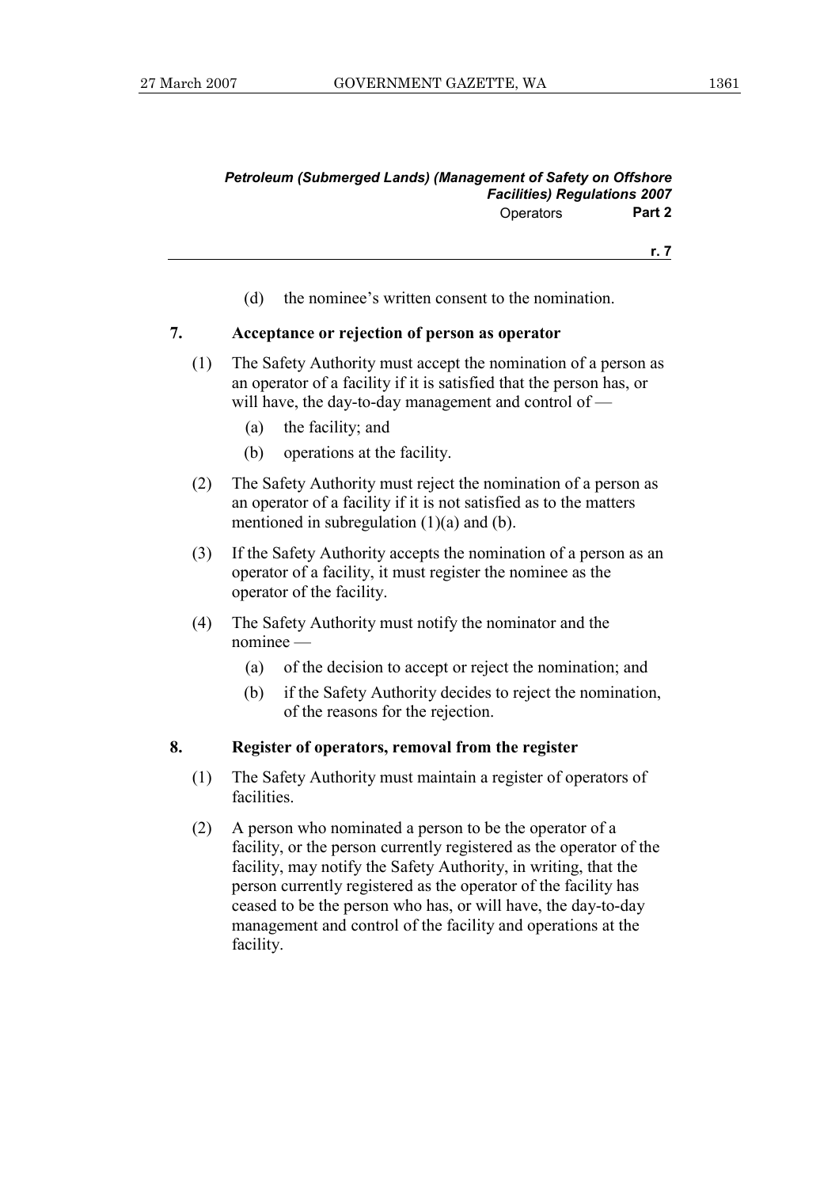(d) the nominee's written consent to the nomination.

### 7. Acceptance or rejection of person as operator

(1) The Safety Authority must accept the nomination of a person as an operator of a facility if it is satisfied that the person has, or will have, the day-to-day management and control of —

(a) the facility; and

(b) operations at the facility.

(2) The Safety Authority must reject the nomination of a person as an operator of a facility if it is not satisfied as to the matters mentioned in subregulation (1)(a) and (b).

(3) If the Safety Authority accepts the nomination of a person as an operator of a facility, it must register the nominee as the operator of the facility.

(4) The Safety Authority must notify the nominator and the nominee —

(a) of the decision to accept or reject the nomination; and

(b) if the Safety Authority decides to reject the nomination, of the reasons for the rejection.

### 8. Register of operators, removal from the register

(1) The Safety Authority must maintain a register of operators of facilities.

(2) A person who nominated a person to be the operator of a facility, or the person currently registered as the operator of the facility, may notify the Safety Authority, in writing, that the person currently registered as the operator of the facility has ceased to be the person who has, or will have, the day-to-day management and control of the facility and operations at the facility.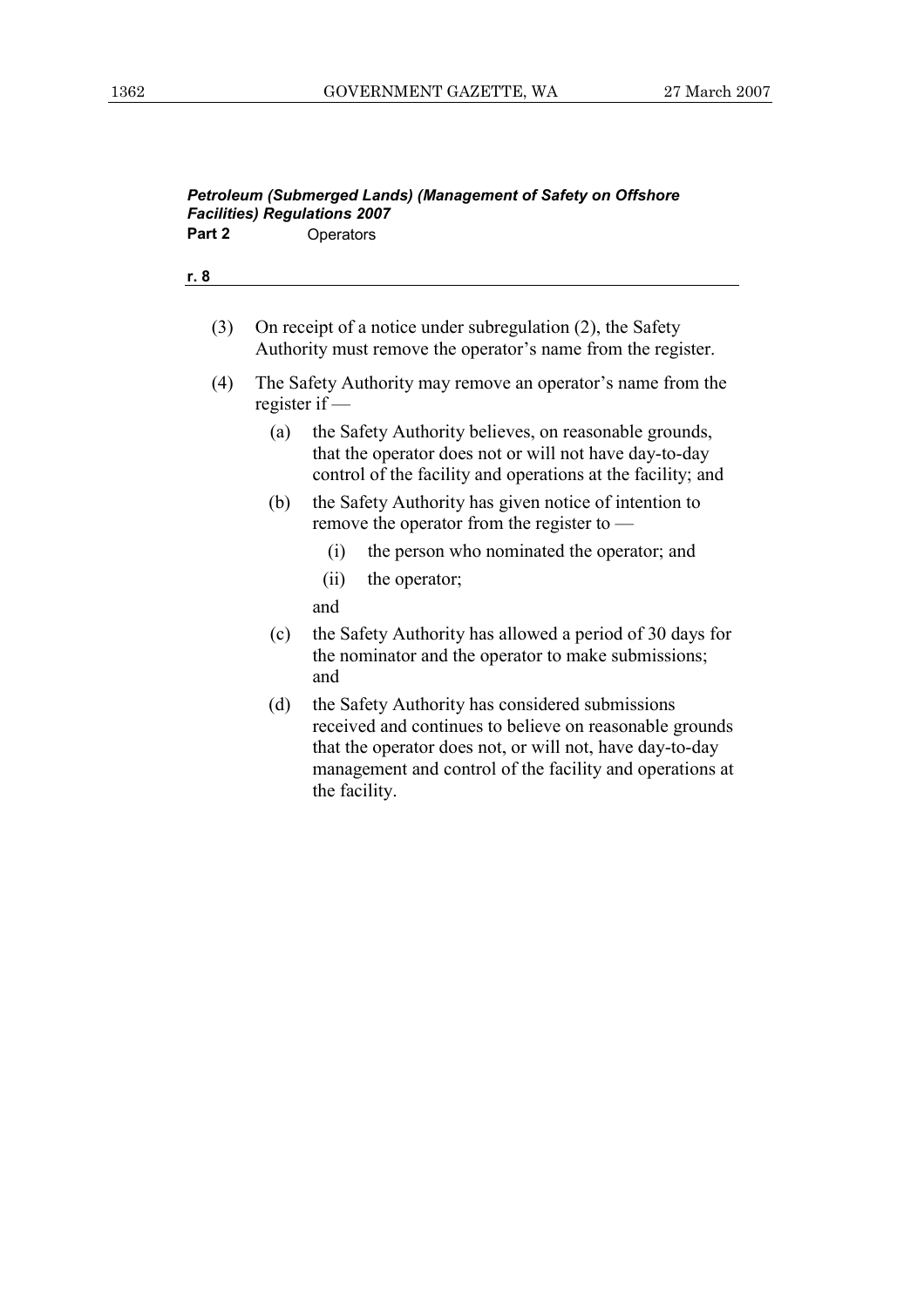(3) On receipt of a notice under subregulation (2), the Safety Authority must remove the operator's name from the register.

(4) The Safety Authority may remove an operator's name from the register if —

  (a) the Safety Authority believes, on reasonable grounds, that the operator does not or will not have day-to-day control of the facility and operations at the facility; and

  (b) the Safety Authority has given notice of intention to remove the operator from the register to —

    (i) the person who nominated the operator; and

    (ii) the operator;

  and

  (c) the Safety Authority has allowed a period of 30 days for the nominator and the operator to make submissions; and

  (d) the Safety Authority has considered submissions received and continues to believe on reasonable grounds that the operator does not, or will not, have day-to-day management and control of the facility and operations at the facility.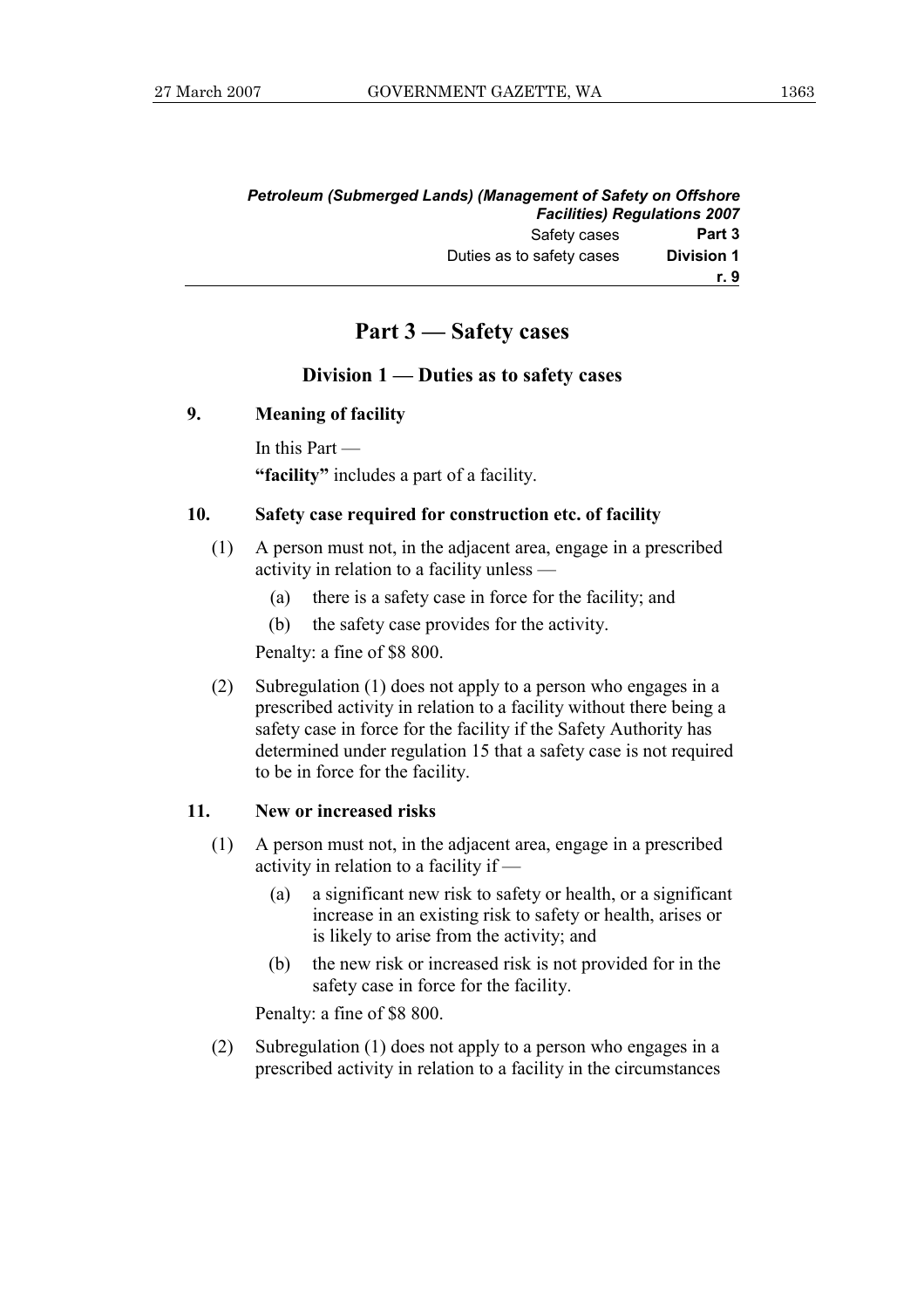# Part 3 — Safety cases

## Division 1 — Duties as to safety cases

### 9. Meaning of facility

In this Part —

**"facility"** includes a part of a facility.

### 10. Safety case required for construction etc. of facility

(1) A person must not, in the adjacent area, engage in a prescribed activity in relation to a facility unless —

- (a) there is a safety case in force for the facility; and
- (b) the safety case provides for the activity.

Penalty: a fine of $8 800.

(2) Subregulation (1) does not apply to a person who engages in a prescribed activity in relation to a facility without there being a safety case in force for the facility if the Safety Authority has determined under regulation 15 that a safety case is not required to be in force for the facility.

### 11. New or increased risks

(1) A person must not, in the adjacent area, engage in a prescribed activity in relation to a facility if —

- (a) a significant new risk to safety or health, or a significant increase in an existing risk to safety or health, arises or is likely to arise from the activity; and
- (b) the new risk or increased risk is not provided for in the safety case in force for the facility.

Penalty: a fine of $8 800.

(2) Subregulation (1) does not apply to a person who engages in a prescribed activity in relation to a facility in the circumstances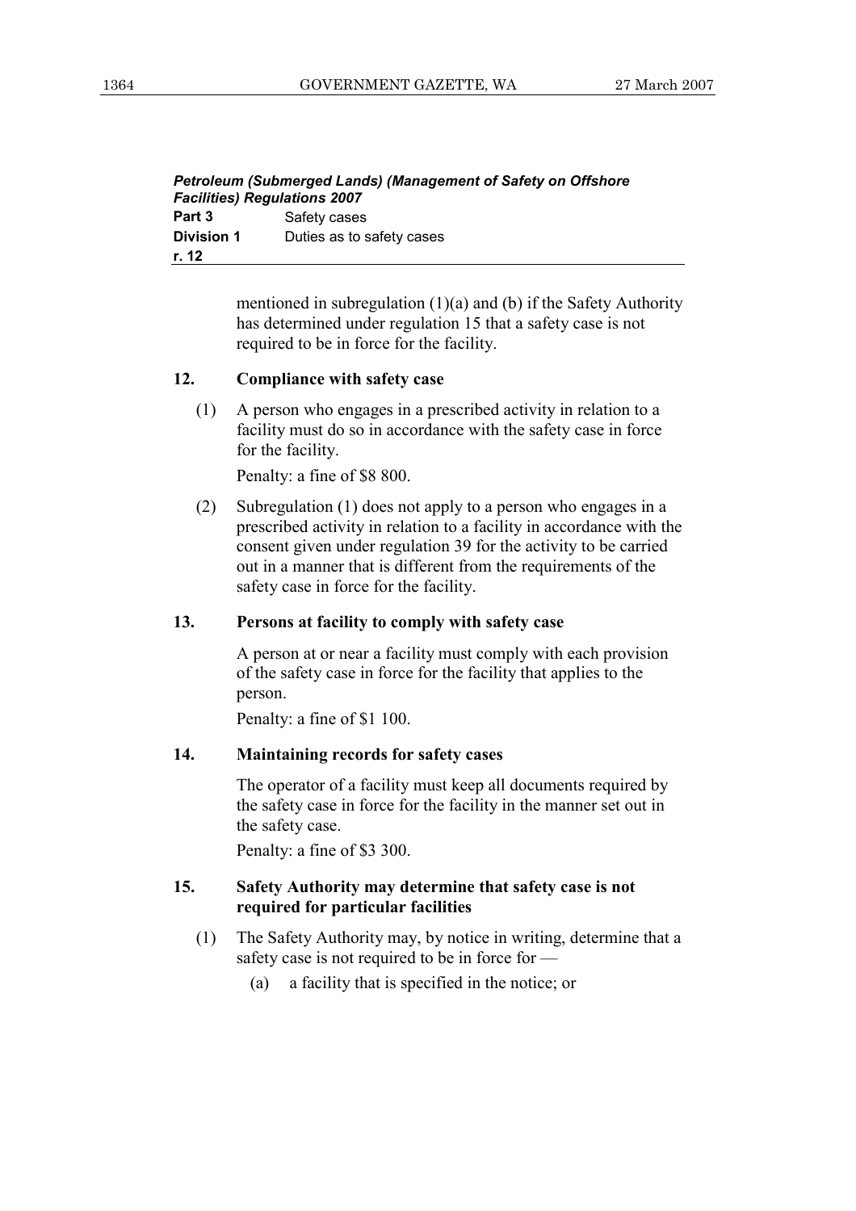mentioned in subregulation (1)(a) and (b) if the Safety Authority has determined under regulation 15 that a safety case is not required to be in force for the facility.

**12. Compliance with safety case**

(1) A person who engages in a prescribed activity in relation to a facility must do so in accordance with the safety case in force for the facility.

Penalty: a fine of $8 800.

(2) Subregulation (1) does not apply to a person who engages in a prescribed activity in relation to a facility in accordance with the consent given under regulation 39 for the activity to be carried out in a manner that is different from the requirements of the safety case in force for the facility.

**13. Persons at facility to comply with safety case**

A person at or near a facility must comply with each provision of the safety case in force for the facility that applies to the person.

Penalty: a fine of $1 100.

**14. Maintaining records for safety cases**

The operator of a facility must keep all documents required by the safety case in force for the facility in the manner set out in the safety case.

Penalty: a fine of $3 300.

**15. Safety Authority may determine that safety case is not required for particular facilities**

(1) The Safety Authority may, by notice in writing, determine that a safety case is not required to be in force for —

(a) a facility that is specified in the notice; or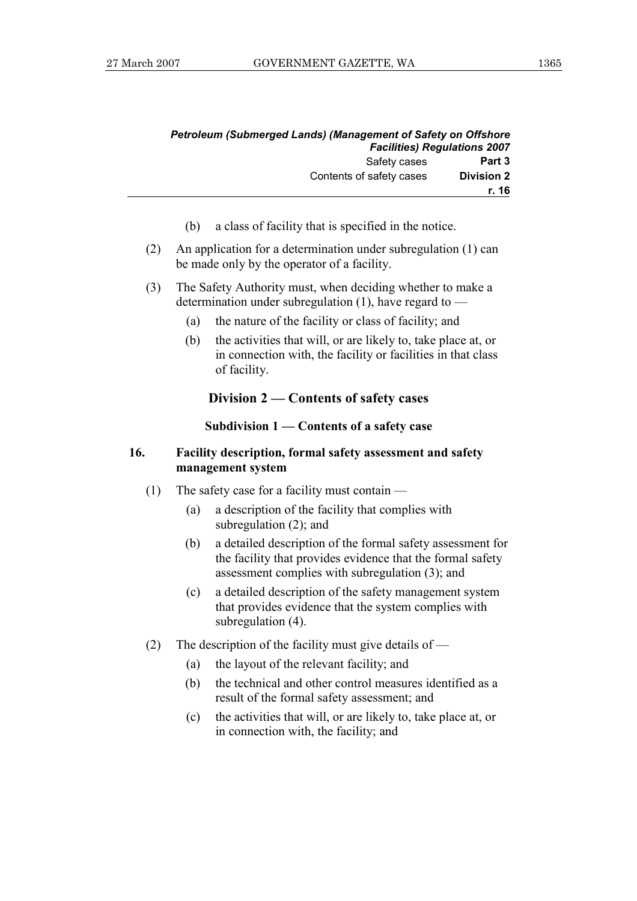(b) a class of facility that is specified in the notice.

(2) An application for a determination under subregulation (1) can be made only by the operator of a facility.

(3) The Safety Authority must, when deciding whether to make a determination under subregulation (1), have regard to —

(a) the nature of the facility or class of facility; and

(b) the activities that will, or are likely to, take place at, or in connection with, the facility or facilities in that class of facility.

## Division 2 — Contents of safety cases

### Subdivision 1 — Contents of a safety case

#### 16. Facility description, formal safety assessment and safety management system

(1) The safety case for a facility must contain —

(a) a description of the facility that complies with subregulation (2); and

(b) a detailed description of the formal safety assessment for the facility that provides evidence that the formal safety assessment complies with subregulation (3); and

(c) a detailed description of the safety management system that provides evidence that the system complies with subregulation (4).

(2) The description of the facility must give details of —

(a) the layout of the relevant facility; and

(b) the technical and other control measures identified as a result of the formal safety assessment; and

(c) the activities that will, or are likely to, take place at, or in connection with, the facility; and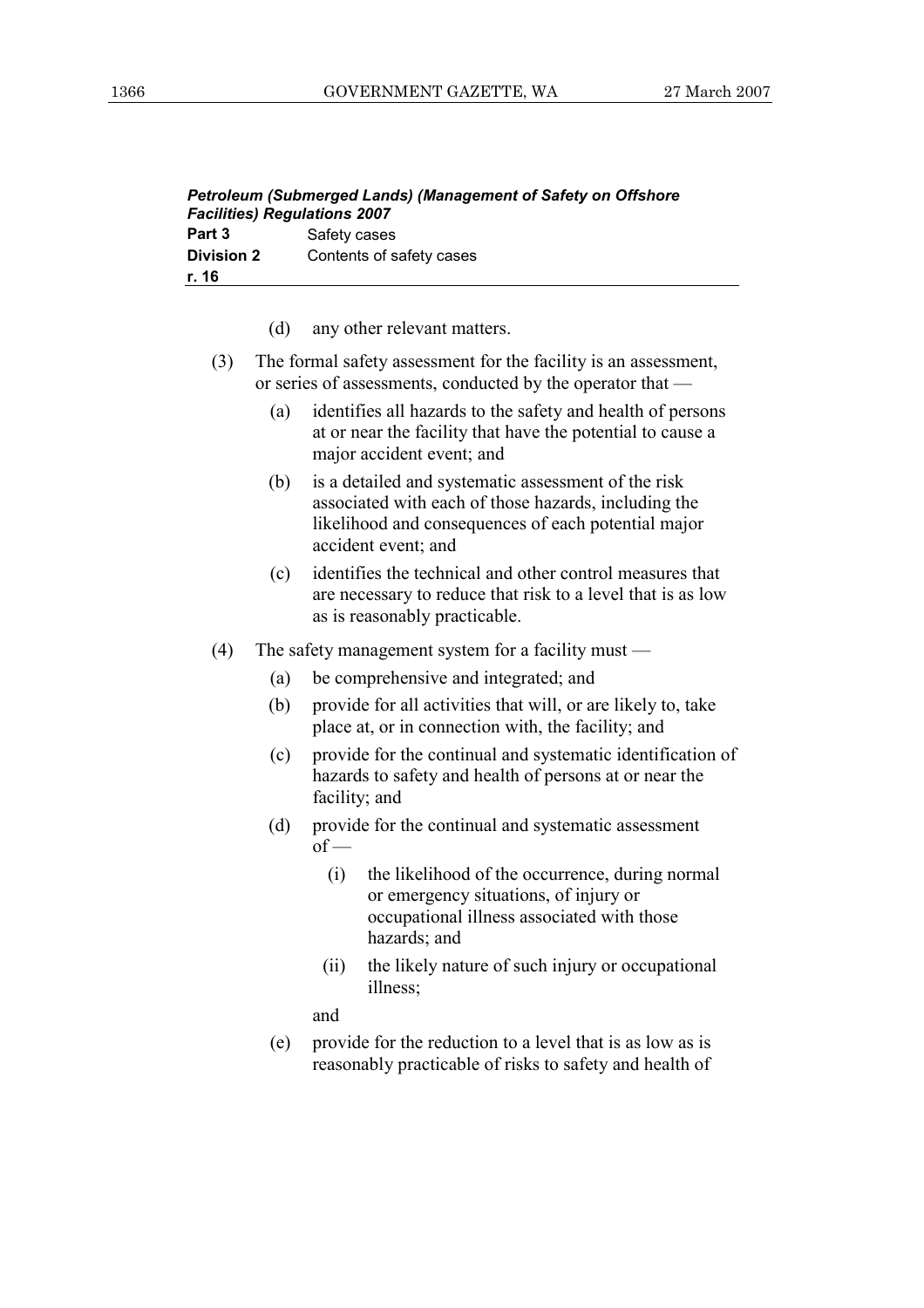(d) any other relevant matters.

(3) The formal safety assessment for the facility is an assessment, or series of assessments, conducted by the operator that —

(a) identifies all hazards to the safety and health of persons at or near the facility that have the potential to cause a major accident event; and

(b) is a detailed and systematic assessment of the risk associated with each of those hazards, including the likelihood and consequences of each potential major accident event; and

(c) identifies the technical and other control measures that are necessary to reduce that risk to a level that is as low as is reasonably practicable.

(4) The safety management system for a facility must —

(a) be comprehensive and integrated; and

(b) provide for all activities that will, or are likely to, take place at, or in connection with, the facility; and

(c) provide for the continual and systematic identification of hazards to safety and health of persons at or near the facility; and

(d) provide for the continual and systematic assessment of —

(i) the likelihood of the occurrence, during normal or emergency situations, of injury or occupational illness associated with those hazards; and

(ii) the likely nature of such injury or occupational illness;

and

(e) provide for the reduction to a level that is as low as is reasonably practicable of risks to safety and health of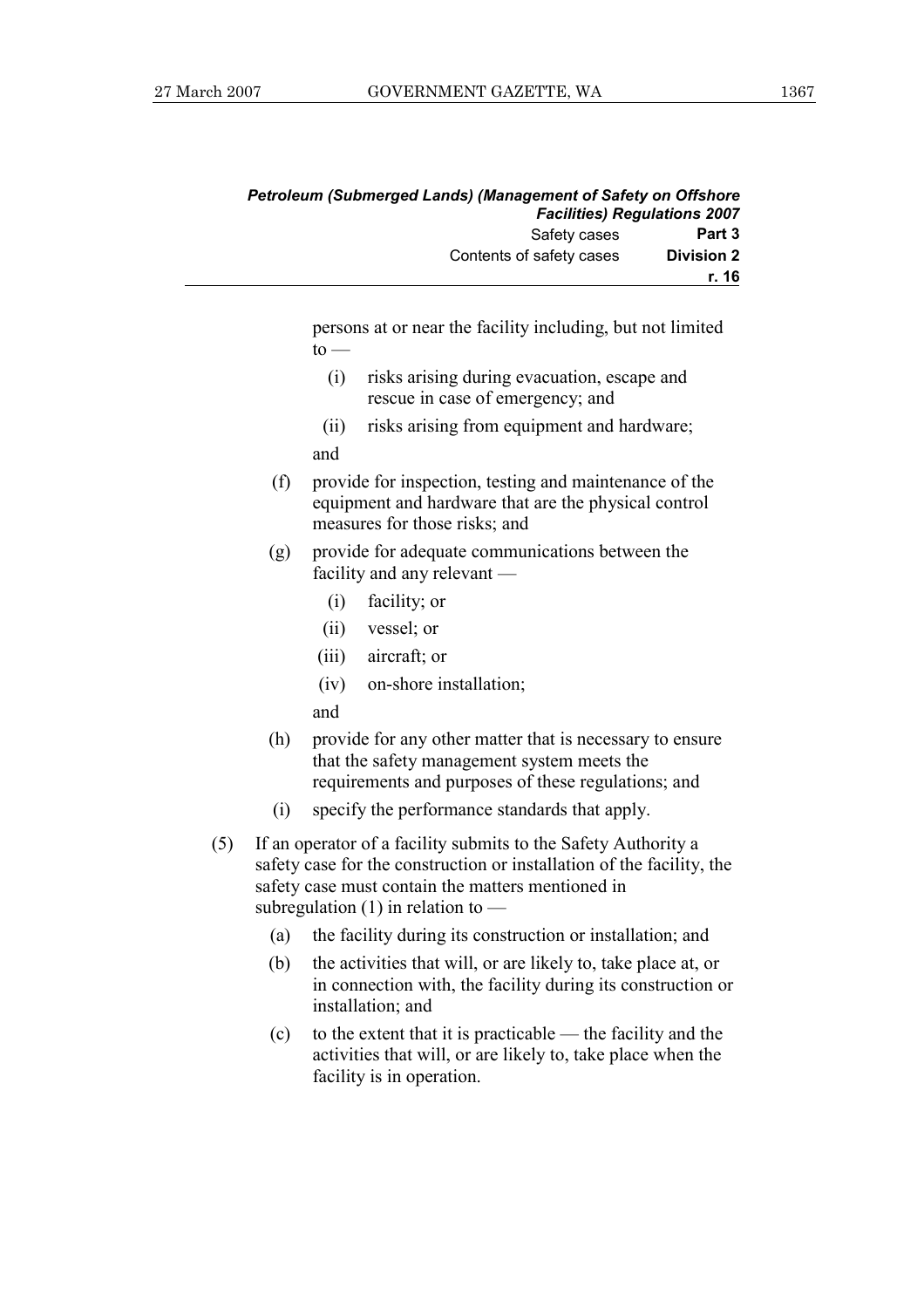persons at or near the facility including, but not limited to —

(i) risks arising during evacuation, escape and rescue in case of emergency; and

(ii) risks arising from equipment and hardware;

and

(f) provide for inspection, testing and maintenance of the equipment and hardware that are the physical control measures for those risks; and

(g) provide for adequate communications between the facility and any relevant —

(i) facility; or

(ii) vessel; or

(iii) aircraft; or

(iv) on-shore installation;

and

(h) provide for any other matter that is necessary to ensure that the safety management system meets the requirements and purposes of these regulations; and

(i) specify the performance standards that apply.

(5) If an operator of a facility submits to the Safety Authority a safety case for the construction or installation of the facility, the safety case must contain the matters mentioned in subregulation (1) in relation to —

(a) the facility during its construction or installation; and

(b) the activities that will, or are likely to, take place at, or in connection with, the facility during its construction or installation; and

(c) to the extent that it is practicable — the facility and the activities that will, or are likely to, take place when the facility is in operation.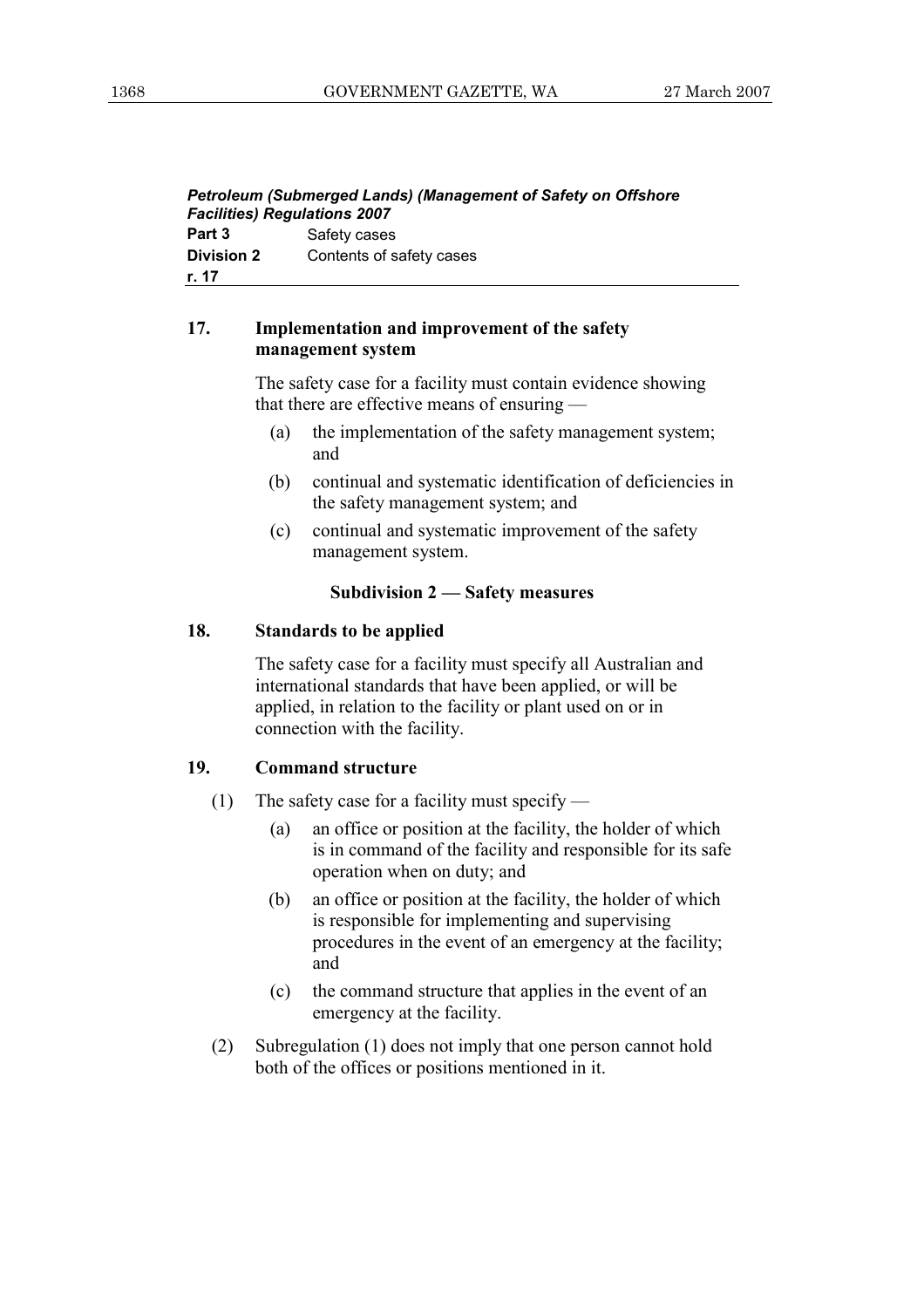**17. Implementation and improvement of the safety management system**

The safety case for a facility must contain evidence showing that there are effective means of ensuring —

(a) the implementation of the safety management system; and

(b) continual and systematic identification of deficiencies in the safety management system; and

(c) continual and systematic improvement of the safety management system.

### Subdivision 2 — Safety measures

**18. Standards to be applied**

The safety case for a facility must specify all Australian and international standards that have been applied, or will be applied, in relation to the facility or plant used on or in connection with the facility.

**19. Command structure**

(1) The safety case for a facility must specify —

(a) an office or position at the facility, the holder of which is in command of the facility and responsible for its safe operation when on duty; and

(b) an office or position at the facility, the holder of which is responsible for implementing and supervising procedures in the event of an emergency at the facility; and

(c) the command structure that applies in the event of an emergency at the facility.

(2) Subregulation (1) does not imply that one person cannot hold both of the offices or positions mentioned in it.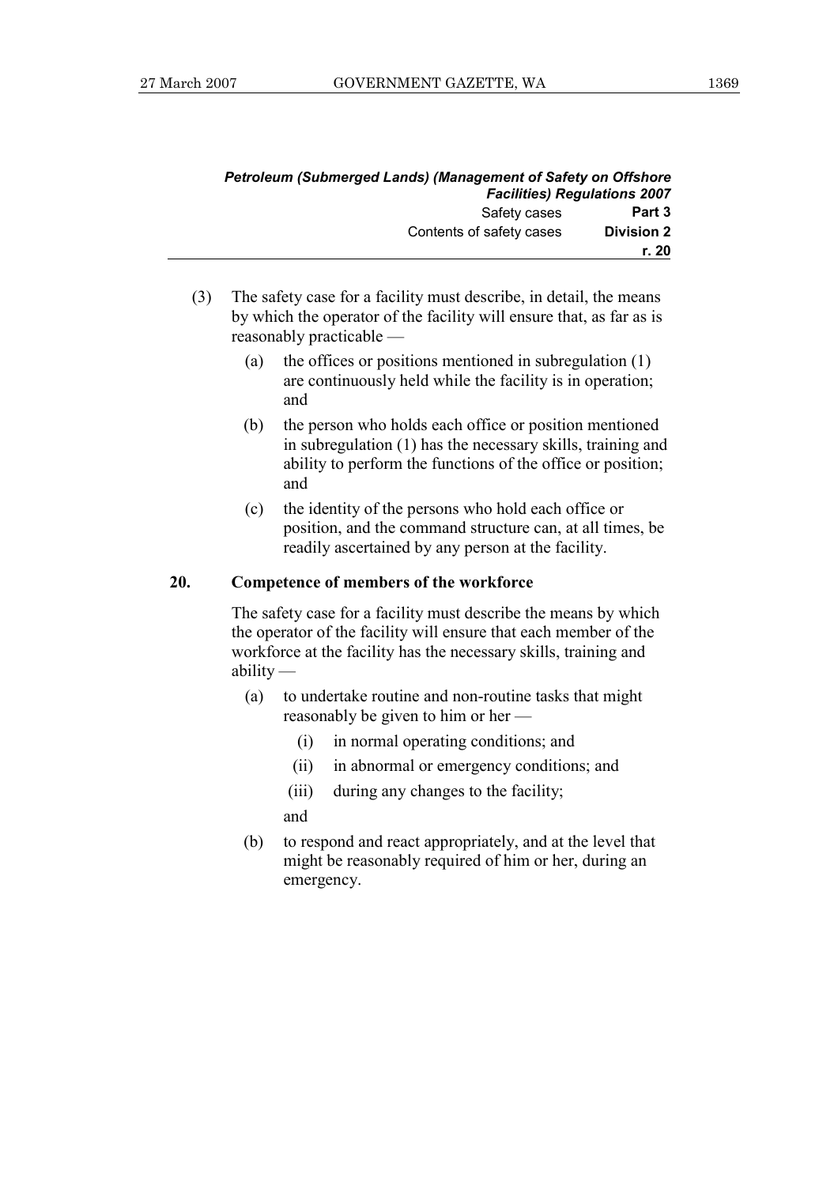(3) The safety case for a facility must describe, in detail, the means by which the operator of the facility will ensure that, as far as is reasonably practicable —

  (a) the offices or positions mentioned in subregulation (1) are continuously held while the facility is in operation; and

  (b) the person who holds each office or position mentioned in subregulation (1) has the necessary skills, training and ability to perform the functions of the office or position; and

  (c) the identity of the persons who hold each office or position, and the command structure can, at all times, be readily ascertained by any person at the facility.

**20. Competence of members of the workforce**

The safety case for a facility must describe the means by which the operator of the facility will ensure that each member of the workforce at the facility has the necessary skills, training and ability —

  (a) to undertake routine and non-routine tasks that might reasonably be given to him or her —

    (i) in normal operating conditions; and

    (ii) in abnormal or emergency conditions; and

    (iii) during any changes to the facility;

  and

  (b) to respond and react appropriately, and at the level that might be reasonably required of him or her, during an emergency.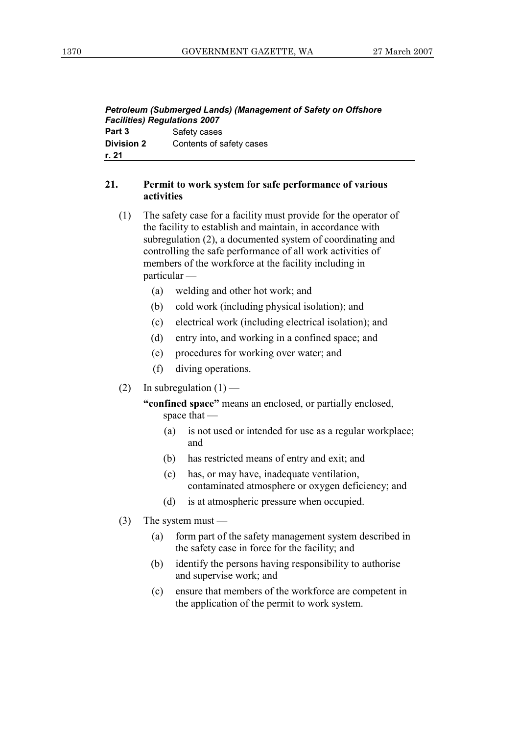## 21. Permit to work system for safe performance of various activities

(1) The safety case for a facility must provide for the operator of the facility to establish and maintain, in accordance with subregulation (2), a documented system of coordinating and controlling the safe performance of all work activities of members of the workforce at the facility including in particular —

  (a) welding and other hot work; and

  (b) cold work (including physical isolation); and

  (c) electrical work (including electrical isolation); and

  (d) entry into, and working in a confined space; and

  (e) procedures for working over water; and

  (f) diving operations.

(2) In subregulation (1) —

**"confined space"** means an enclosed, or partially enclosed, space that —

  (a) is not used or intended for use as a regular workplace; and

  (b) has restricted means of entry and exit; and

  (c) has, or may have, inadequate ventilation, contaminated atmosphere or oxygen deficiency; and

  (d) is at atmospheric pressure when occupied.

(3) The system must —

  (a) form part of the safety management system described in the safety case in force for the facility; and

  (b) identify the persons having responsibility to authorise and supervise work; and

  (c) ensure that members of the workforce are competent in the application of the permit to work system.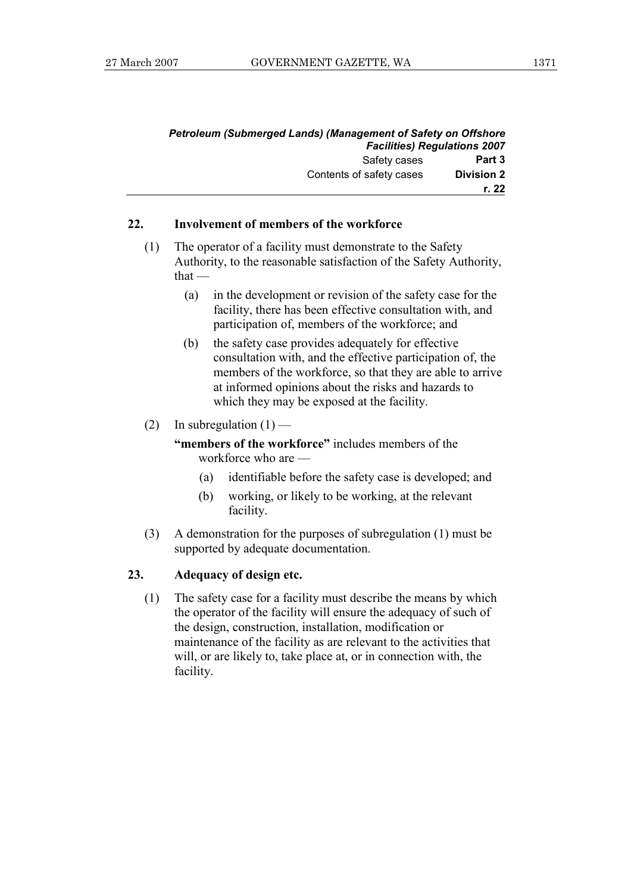## 22. Involvement of members of the workforce

(1) The operator of a facility must demonstrate to the Safety Authority, to the reasonable satisfaction of the Safety Authority, that —

  (a) in the development or revision of the safety case for the facility, there has been effective consultation with, and participation of, members of the workforce; and

  (b) the safety case provides adequately for effective consultation with, and the effective participation of, the members of the workforce, so that they are able to arrive at informed opinions about the risks and hazards to which they may be exposed at the facility.

(2) In subregulation (1) —

**"members of the workforce"** includes members of the workforce who are —

  (a) identifiable before the safety case is developed; and

  (b) working, or likely to be working, at the relevant facility.

(3) A demonstration for the purposes of subregulation (1) must be supported by adequate documentation.

## 23. Adequacy of design etc.

(1) The safety case for a facility must describe the means by which the operator of the facility will ensure the adequacy of such of the design, construction, installation, modification or maintenance of the facility as are relevant to the activities that will, or are likely to, take place at, or in connection with, the facility.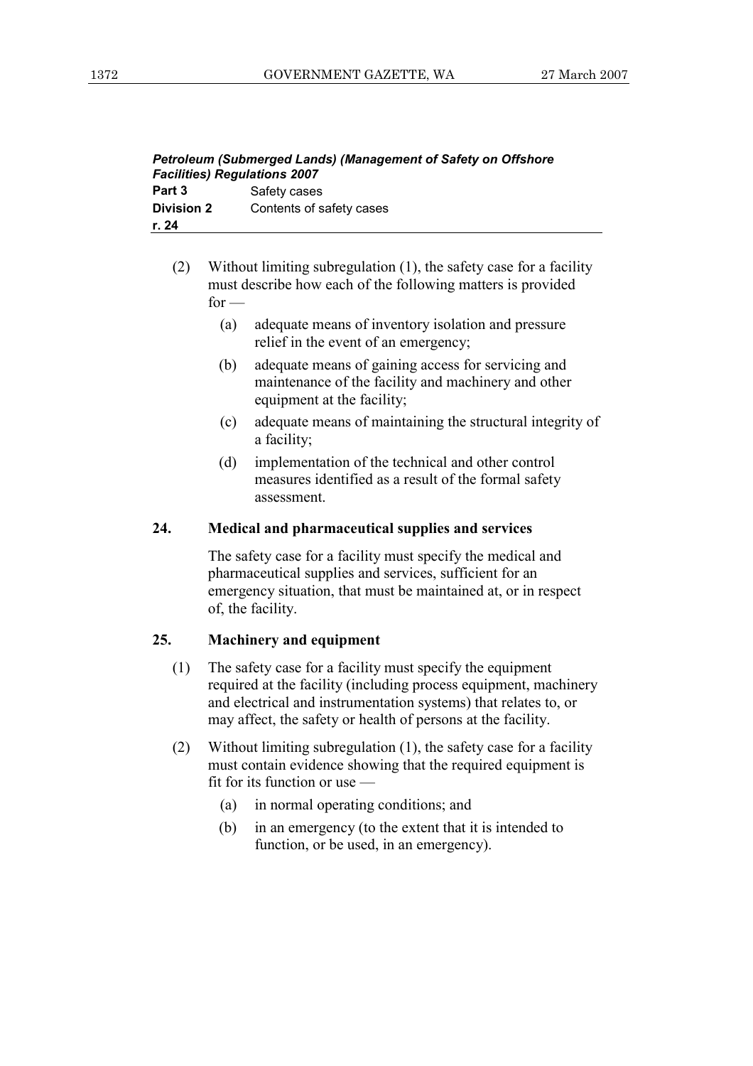(2) Without limiting subregulation (1), the safety case for a facility must describe how each of the following matters is provided for —

(a) adequate means of inventory isolation and pressure relief in the event of an emergency;

(b) adequate means of gaining access for servicing and maintenance of the facility and machinery and other equipment at the facility;

(c) adequate means of maintaining the structural integrity of a facility;

(d) implementation of the technical and other control measures identified as a result of the formal safety assessment.

**24. Medical and pharmaceutical supplies and services**

The safety case for a facility must specify the medical and pharmaceutical supplies and services, sufficient for an emergency situation, that must be maintained at, or in respect of, the facility.

**25. Machinery and equipment**

(1) The safety case for a facility must specify the equipment required at the facility (including process equipment, machinery and electrical and instrumentation systems) that relates to, or may affect, the safety or health of persons at the facility.

(2) Without limiting subregulation (1), the safety case for a facility must contain evidence showing that the required equipment is fit for its function or use —

(a) in normal operating conditions; and

(b) in an emergency (to the extent that it is intended to function, or be used, in an emergency).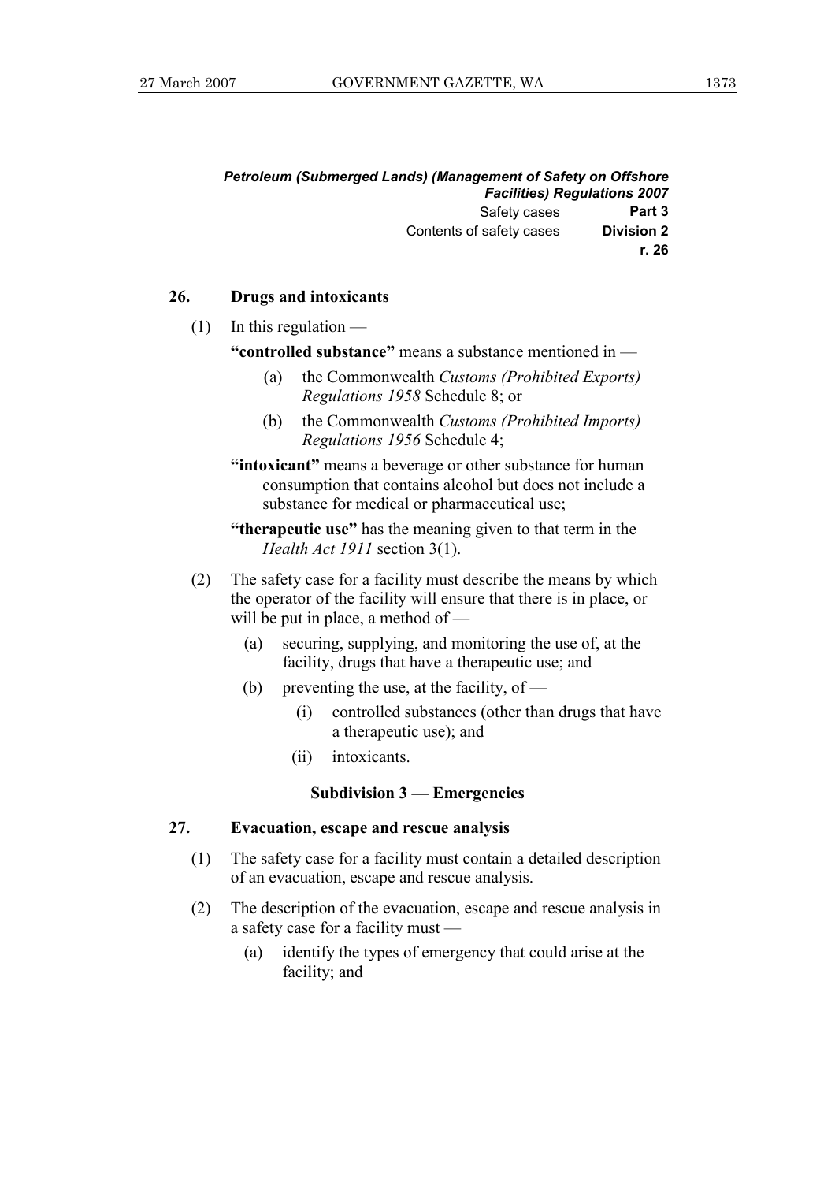**26. Drugs and intoxicants**

(1) In this regulation —

**"controlled substance"** means a substance mentioned in —

- (a) the Commonwealth *Customs (Prohibited Exports) Regulations 1958* Schedule 8; or
- (b) the Commonwealth *Customs (Prohibited Imports) Regulations 1956* Schedule 4;

**"intoxicant"** means a beverage or other substance for human consumption that contains alcohol but does not include a substance for medical or pharmaceutical use;

**"therapeutic use"** has the meaning given to that term in the *Health Act 1911* section 3(1).

(2) The safety case for a facility must describe the means by which the operator of the facility will ensure that there is in place, or will be put in place, a method of —

- (a) securing, supplying, and monitoring the use of, at the facility, drugs that have a therapeutic use; and
- (b) preventing the use, at the facility, of —
  - (i) controlled substances (other than drugs that have a therapeutic use); and
  - (ii) intoxicants.

**Subdivision 3 — Emergencies**

**27. Evacuation, escape and rescue analysis**

(1) The safety case for a facility must contain a detailed description of an evacuation, escape and rescue analysis.

(2) The description of the evacuation, escape and rescue analysis in a safety case for a facility must —

- (a) identify the types of emergency that could arise at the facility; and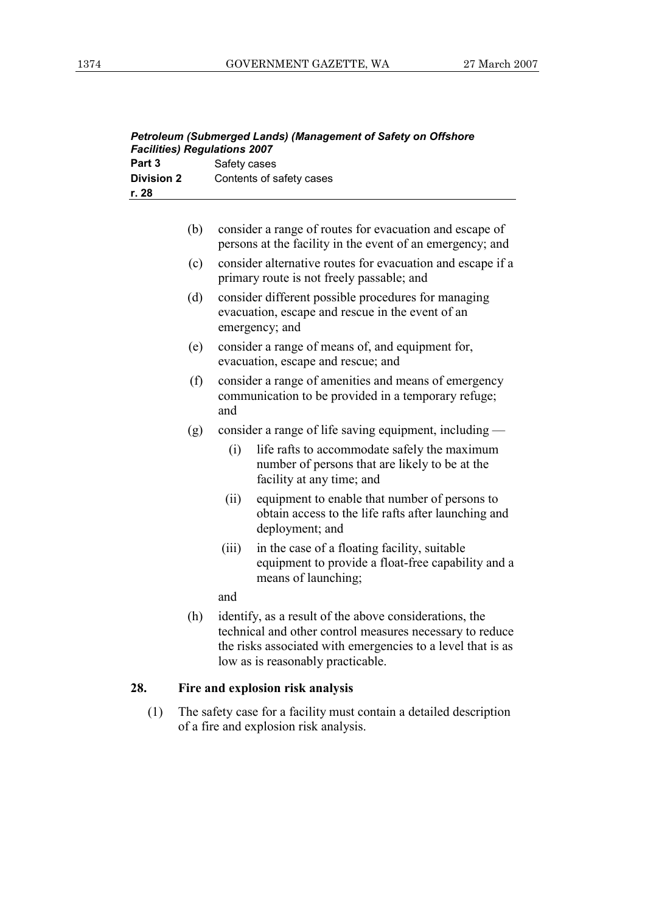(b) consider a range of routes for evacuation and escape of persons at the facility in the event of an emergency; and

(c) consider alternative routes for evacuation and escape if a primary route is not freely passable; and

(d) consider different possible procedures for managing evacuation, escape and rescue in the event of an emergency; and

(e) consider a range of means of, and equipment for, evacuation, escape and rescue; and

(f) consider a range of amenities and means of emergency communication to be provided in a temporary refuge; and

(g) consider a range of life saving equipment, including —

  (i) life rafts to accommodate safely the maximum number of persons that are likely to be at the facility at any time; and

  (ii) equipment to enable that number of persons to obtain access to the life rafts after launching and deployment; and

  (iii) in the case of a floating facility, suitable equipment to provide a float-free capability and a means of launching;

  and

(h) identify, as a result of the above considerations, the technical and other control measures necessary to reduce the risks associated with emergencies to a level that is as low as is reasonably practicable.

### 28. Fire and explosion risk analysis

(1) The safety case for a facility must contain a detailed description of a fire and explosion risk analysis.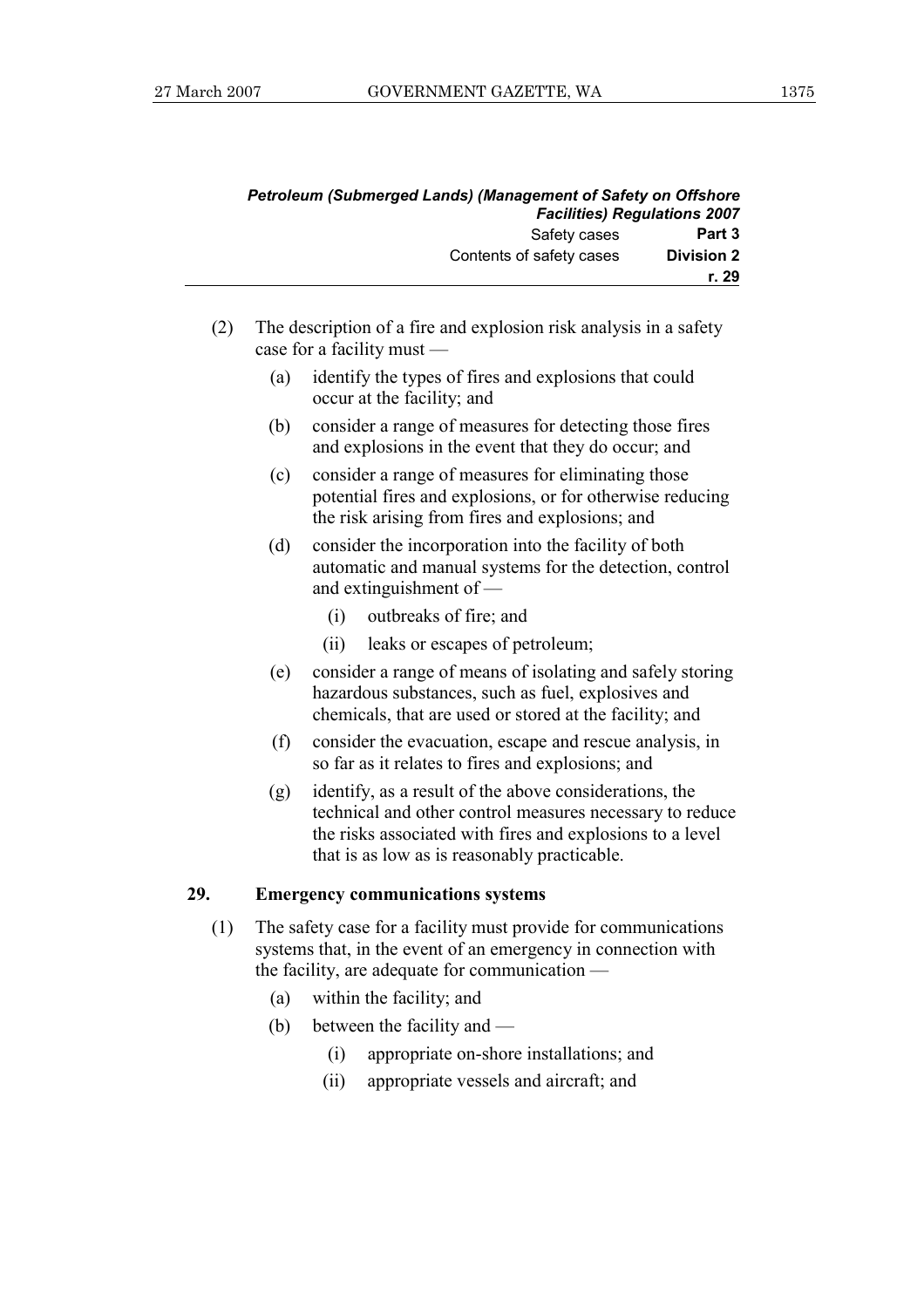(2) The description of a fire and explosion risk analysis in a safety case for a facility must —

(a) identify the types of fires and explosions that could occur at the facility; and

(b) consider a range of measures for detecting those fires and explosions in the event that they do occur; and

(c) consider a range of measures for eliminating those potential fires and explosions, or for otherwise reducing the risk arising from fires and explosions; and

(d) consider the incorporation into the facility of both automatic and manual systems for the detection, control and extinguishment of —

(i) outbreaks of fire; and

(ii) leaks or escapes of petroleum;

(e) consider a range of means of isolating and safely storing hazardous substances, such as fuel, explosives and chemicals, that are used or stored at the facility; and

(f) consider the evacuation, escape and rescue analysis, in so far as it relates to fires and explosions; and

(g) identify, as a result of the above considerations, the technical and other control measures necessary to reduce the risks associated with fires and explosions to a level that is as low as is reasonably practicable.

### 29. Emergency communications systems

(1) The safety case for a facility must provide for communications systems that, in the event of an emergency in connection with the facility, are adequate for communication —

(a) within the facility; and

(b) between the facility and —

(i) appropriate on-shore installations; and

(ii) appropriate vessels and aircraft; and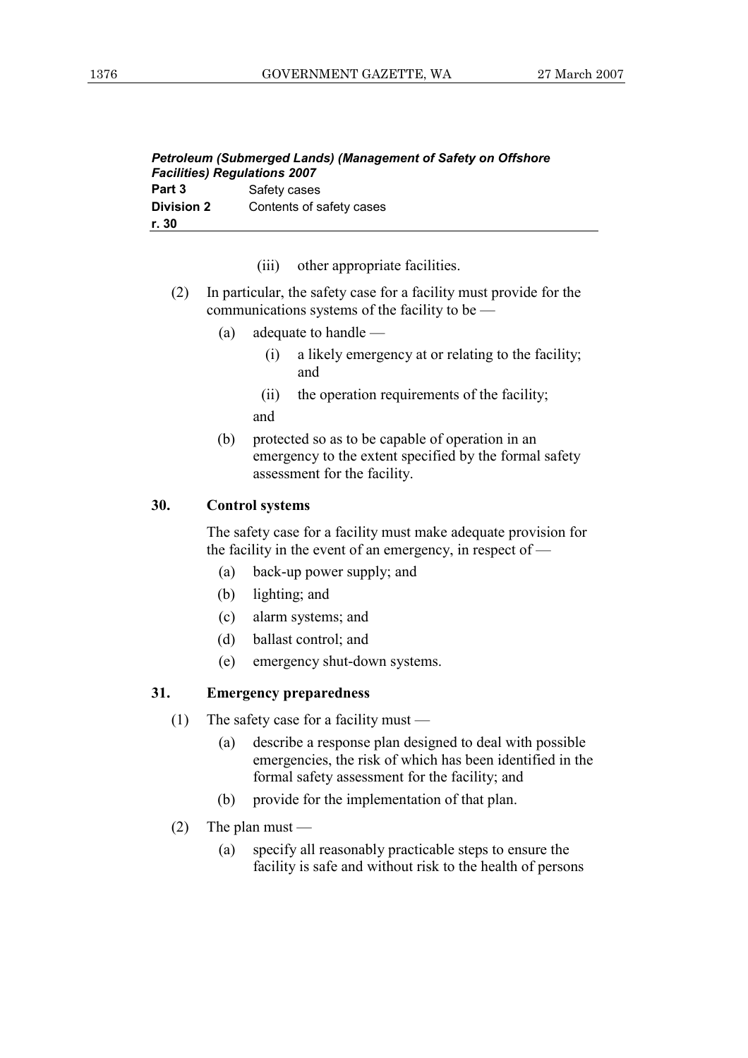(iii) other appropriate facilities.

(2) In particular, the safety case for a facility must provide for the communications systems of the facility to be —

- (a) adequate to handle —
  - (i) a likely emergency at or relating to the facility; and
  - (ii) the operation requirements of the facility;

  and
- (b) protected so as to be capable of operation in an emergency to the extent specified by the formal safety assessment for the facility.

**30. Control systems**

The safety case for a facility must make adequate provision for the facility in the event of an emergency, in respect of —

- (a) back-up power supply; and
- (b) lighting; and
- (c) alarm systems; and
- (d) ballast control; and
- (e) emergency shut-down systems.

**31. Emergency preparedness**

(1) The safety case for a facility must —

- (a) describe a response plan designed to deal with possible emergencies, the risk of which has been identified in the formal safety assessment for the facility; and
- (b) provide for the implementation of that plan.

(2) The plan must —

- (a) specify all reasonably practicable steps to ensure the facility is safe and without risk to the health of persons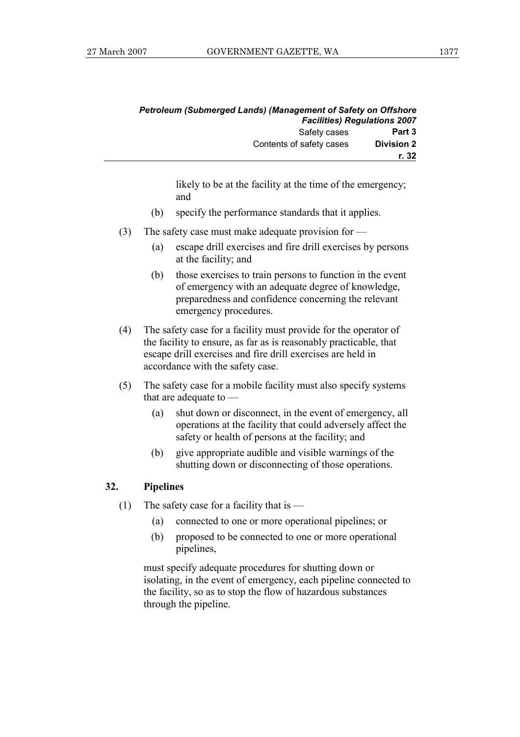likely to be at the facility at the time of the emergency; and

(b) specify the performance standards that it applies.

(3) The safety case must make adequate provision for —

(a) escape drill exercises and fire drill exercises by persons at the facility; and

(b) those exercises to train persons to function in the event of emergency with an adequate degree of knowledge, preparedness and confidence concerning the relevant emergency procedures.

(4) The safety case for a facility must provide for the operator of the facility to ensure, as far as is reasonably practicable, that escape drill exercises and fire drill exercises are held in accordance with the safety case.

(5) The safety case for a mobile facility must also specify systems that are adequate to —

(a) shut down or disconnect, in the event of emergency, all operations at the facility that could adversely affect the safety or health of persons at the facility; and

(b) give appropriate audible and visible warnings of the shutting down or disconnecting of those operations.

### 32. Pipelines

(1) The safety case for a facility that is —

(a) connected to one or more operational pipelines; or

(b) proposed to be connected to one or more operational pipelines,

must specify adequate procedures for shutting down or isolating, in the event of emergency, each pipeline connected to the facility, so as to stop the flow of hazardous substances through the pipeline.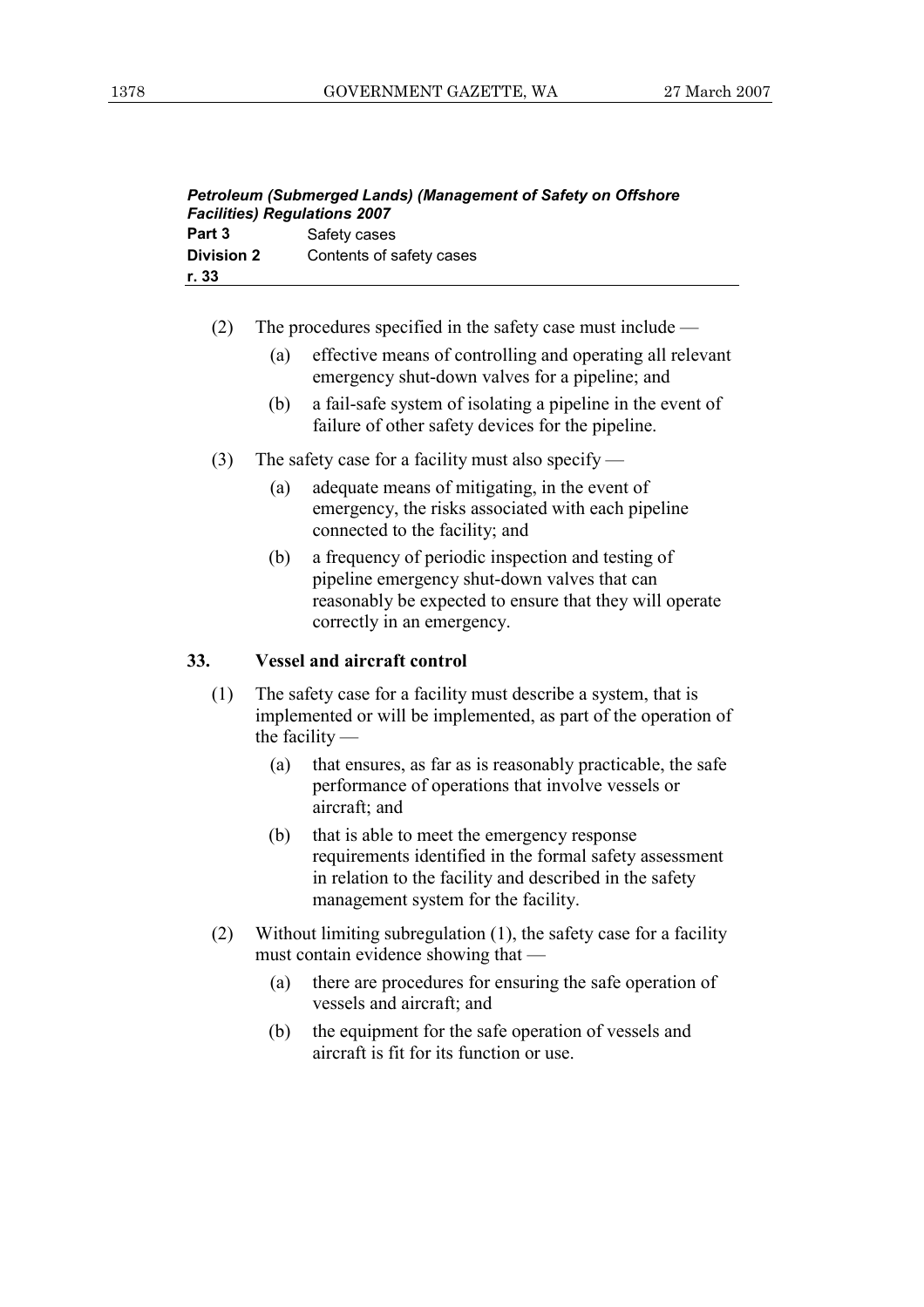(2) The procedures specified in the safety case must include —

(a) effective means of controlling and operating all relevant emergency shut-down valves for a pipeline; and

(b) a fail-safe system of isolating a pipeline in the event of failure of other safety devices for the pipeline.

(3) The safety case for a facility must also specify —

(a) adequate means of mitigating, in the event of emergency, the risks associated with each pipeline connected to the facility; and

(b) a frequency of periodic inspection and testing of pipeline emergency shut-down valves that can reasonably be expected to ensure that they will operate correctly in an emergency.

### 33. Vessel and aircraft control

(1) The safety case for a facility must describe a system, that is implemented or will be implemented, as part of the operation of the facility —

(a) that ensures, as far as is reasonably practicable, the safe performance of operations that involve vessels or aircraft; and

(b) that is able to meet the emergency response requirements identified in the formal safety assessment in relation to the facility and described in the safety management system for the facility.

(2) Without limiting subregulation (1), the safety case for a facility must contain evidence showing that —

(a) there are procedures for ensuring the safe operation of vessels and aircraft; and

(b) the equipment for the safe operation of vessels and aircraft is fit for its function or use.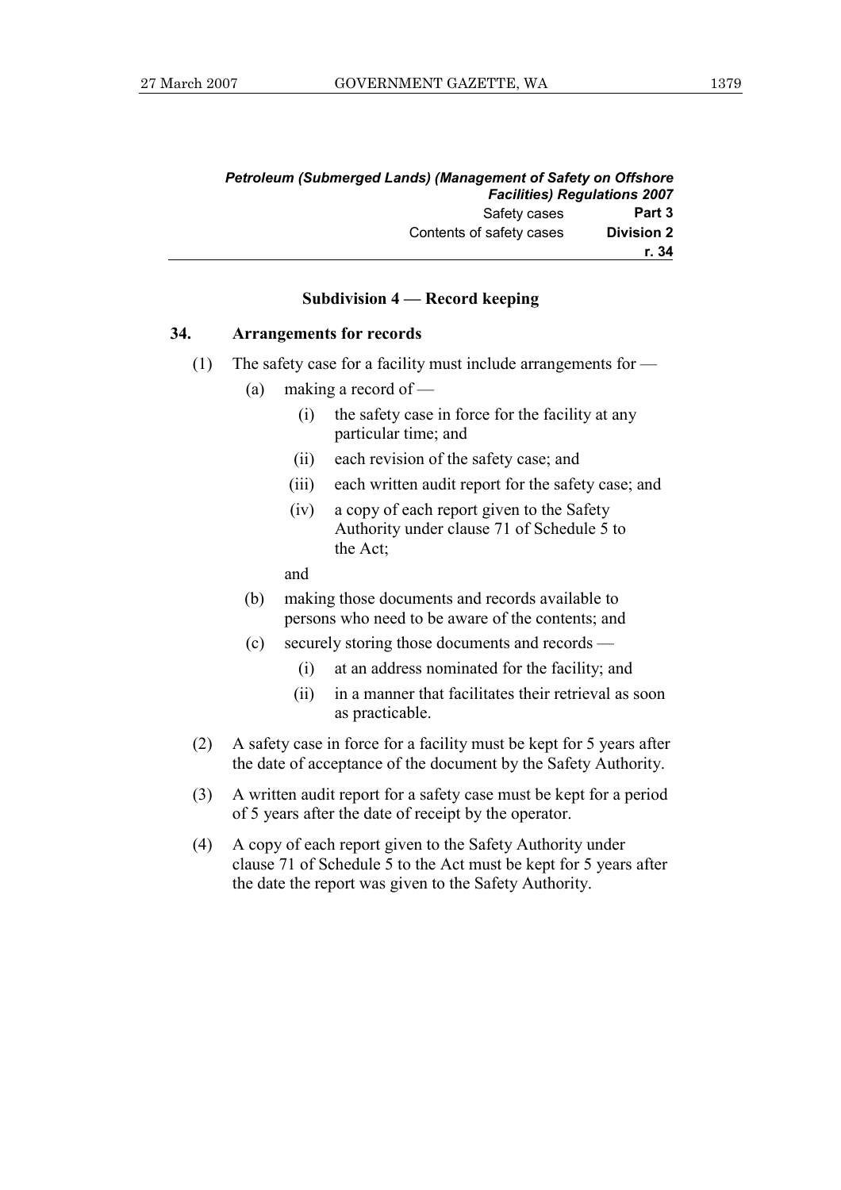### Subdivision 4 — Record keeping

**34. Arrangements for records**

(1) The safety case for a facility must include arrangements for —

(a) making a record of —

(i) the safety case in force for the facility at any particular time; and

(ii) each revision of the safety case; and

(iii) each written audit report for the safety case; and

(iv) a copy of each report given to the Safety Authority under clause 71 of Schedule 5 to the Act;

and

(b) making those documents and records available to persons who need to be aware of the contents; and

(c) securely storing those documents and records —

(i) at an address nominated for the facility; and

(ii) in a manner that facilitates their retrieval as soon as practicable.

(2) A safety case in force for a facility must be kept for 5 years after the date of acceptance of the document by the Safety Authority.

(3) A written audit report for a safety case must be kept for a period of 5 years after the date of receipt by the operator.

(4) A copy of each report given to the Safety Authority under clause 71 of Schedule 5 to the Act must be kept for 5 years after the date the report was given to the Safety Authority.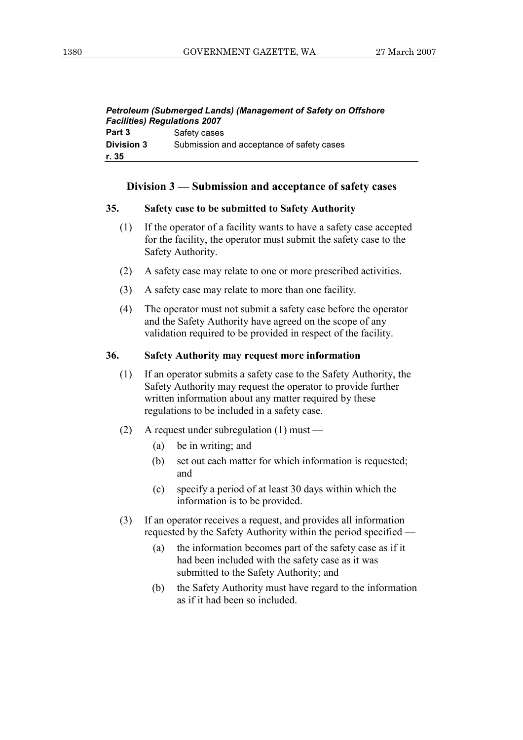## Division 3 — Submission and acceptance of safety cases

### 35. Safety case to be submitted to Safety Authority

(1) If the operator of a facility wants to have a safety case accepted for the facility, the operator must submit the safety case to the Safety Authority.

(2) A safety case may relate to one or more prescribed activities.

(3) A safety case may relate to more than one facility.

(4) The operator must not submit a safety case before the operator and the Safety Authority have agreed on the scope of any validation required to be provided in respect of the facility.

### 36. Safety Authority may request more information

(1) If an operator submits a safety case to the Safety Authority, the Safety Authority may request the operator to provide further written information about any matter required by these regulations to be included in a safety case.

(2) A request under subregulation (1) must —

(a) be in writing; and

(b) set out each matter for which information is requested; and

(c) specify a period of at least 30 days within which the information is to be provided.

(3) If an operator receives a request, and provides all information requested by the Safety Authority within the period specified —

(a) the information becomes part of the safety case as if it had been included with the safety case as it was submitted to the Safety Authority; and

(b) the Safety Authority must have regard to the information as if it had been so included.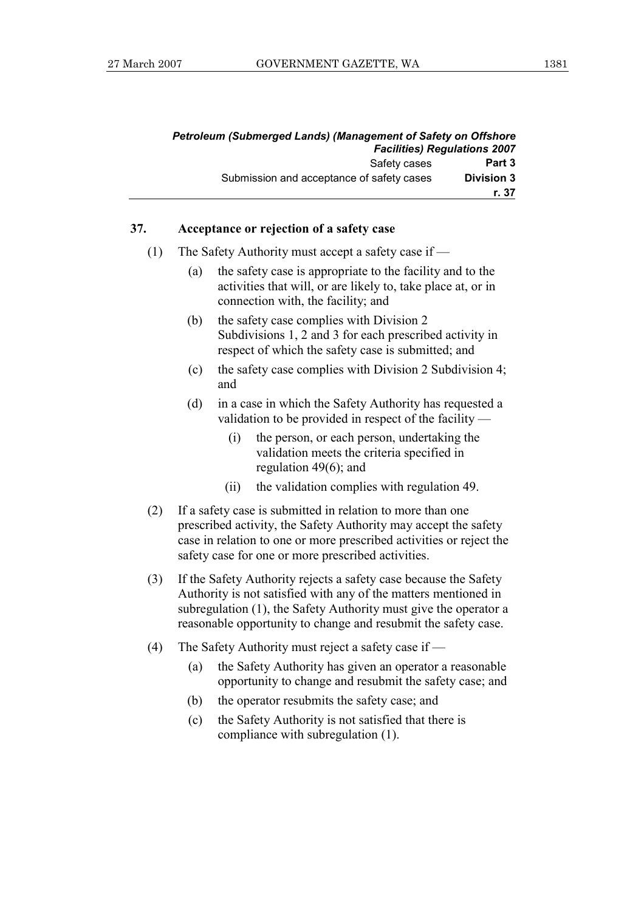## 37. Acceptance or rejection of a safety case

(1) The Safety Authority must accept a safety case if —

- (a) the safety case is appropriate to the facility and to the activities that will, or are likely to, take place at, or in connection with, the facility; and
- (b) the safety case complies with Division 2 Subdivisions 1, 2 and 3 for each prescribed activity in respect of which the safety case is submitted; and
- (c) the safety case complies with Division 2 Subdivision 4; and
- (d) in a case in which the Safety Authority has requested a validation to be provided in respect of the facility —
  - (i) the person, or each person, undertaking the validation meets the criteria specified in regulation 49(6); and
  - (ii) the validation complies with regulation 49.

(2) If a safety case is submitted in relation to more than one prescribed activity, the Safety Authority may accept the safety case in relation to one or more prescribed activities or reject the safety case for one or more prescribed activities.

(3) If the Safety Authority rejects a safety case because the Safety Authority is not satisfied with any of the matters mentioned in subregulation (1), the Safety Authority must give the operator a reasonable opportunity to change and resubmit the safety case.

(4) The Safety Authority must reject a safety case if —

- (a) the Safety Authority has given an operator a reasonable opportunity to change and resubmit the safety case; and
- (b) the operator resubmits the safety case; and
- (c) the Safety Authority is not satisfied that there is compliance with subregulation (1).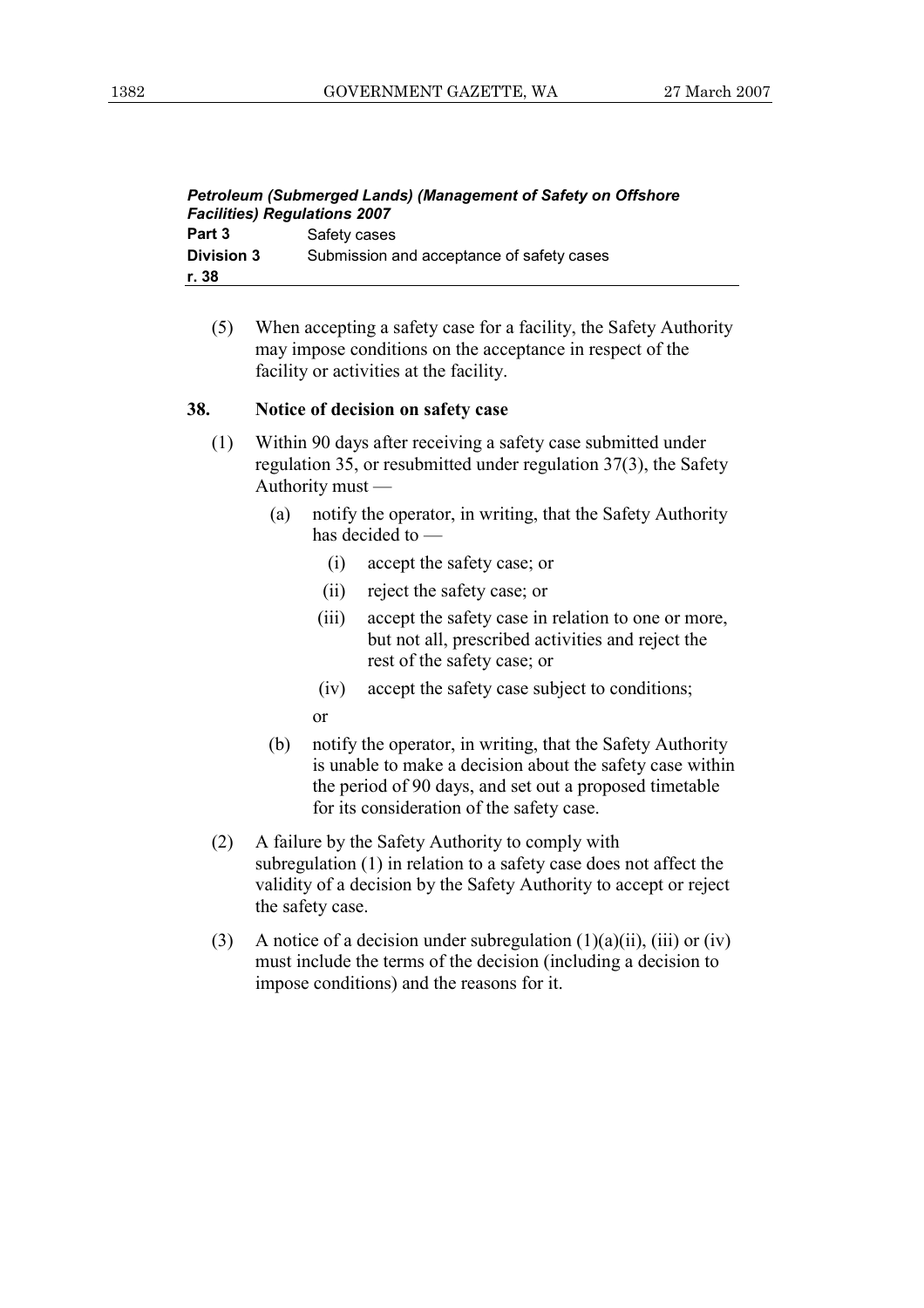(5) When accepting a safety case for a facility, the Safety Authority may impose conditions on the acceptance in respect of the facility or activities at the facility.

### 38. Notice of decision on safety case

(1) Within 90 days after receiving a safety case submitted under regulation 35, or resubmitted under regulation 37(3), the Safety Authority must —

- (a) notify the operator, in writing, that the Safety Authority has decided to —
  - (i) accept the safety case; or
  - (ii) reject the safety case; or
  - (iii) accept the safety case in relation to one or more, but not all, prescribed activities and reject the rest of the safety case; or
  - (iv) accept the safety case subject to conditions;

  or
- (b) notify the operator, in writing, that the Safety Authority is unable to make a decision about the safety case within the period of 90 days, and set out a proposed timetable for its consideration of the safety case.

(2) A failure by the Safety Authority to comply with subregulation (1) in relation to a safety case does not affect the validity of a decision by the Safety Authority to accept or reject the safety case.

(3) A notice of a decision under subregulation (1)(a)(ii), (iii) or (iv) must include the terms of the decision (including a decision to impose conditions) and the reasons for it.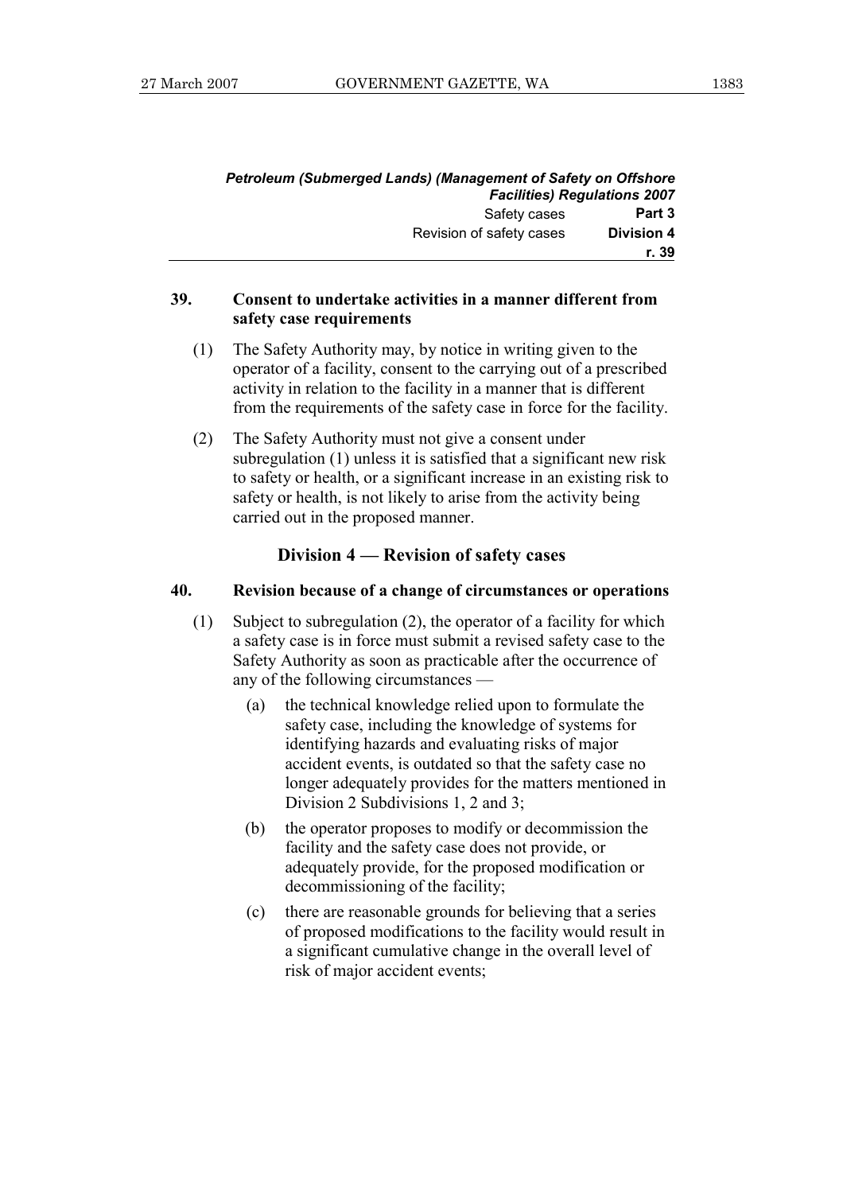**39. Consent to undertake activities in a manner different from safety case requirements**

(1) The Safety Authority may, by notice in writing given to the operator of a facility, consent to the carrying out of a prescribed activity in relation to the facility in a manner that is different from the requirements of the safety case in force for the facility.

(2) The Safety Authority must not give a consent under subregulation (1) unless it is satisfied that a significant new risk to safety or health, or a significant increase in an existing risk to safety or health, is not likely to arise from the activity being carried out in the proposed manner.

## Division 4 — Revision of safety cases

**40. Revision because of a change of circumstances or operations**

(1) Subject to subregulation (2), the operator of a facility for which a safety case is in force must submit a revised safety case to the Safety Authority as soon as practicable after the occurrence of any of the following circumstances —

(a) the technical knowledge relied upon to formulate the safety case, including the knowledge of systems for identifying hazards and evaluating risks of major accident events, is outdated so that the safety case no longer adequately provides for the matters mentioned in Division 2 Subdivisions 1, 2 and 3;

(b) the operator proposes to modify or decommission the facility and the safety case does not provide, or adequately provide, for the proposed modification or decommissioning of the facility;

(c) there are reasonable grounds for believing that a series of proposed modifications to the facility would result in a significant cumulative change in the overall level of risk of major accident events;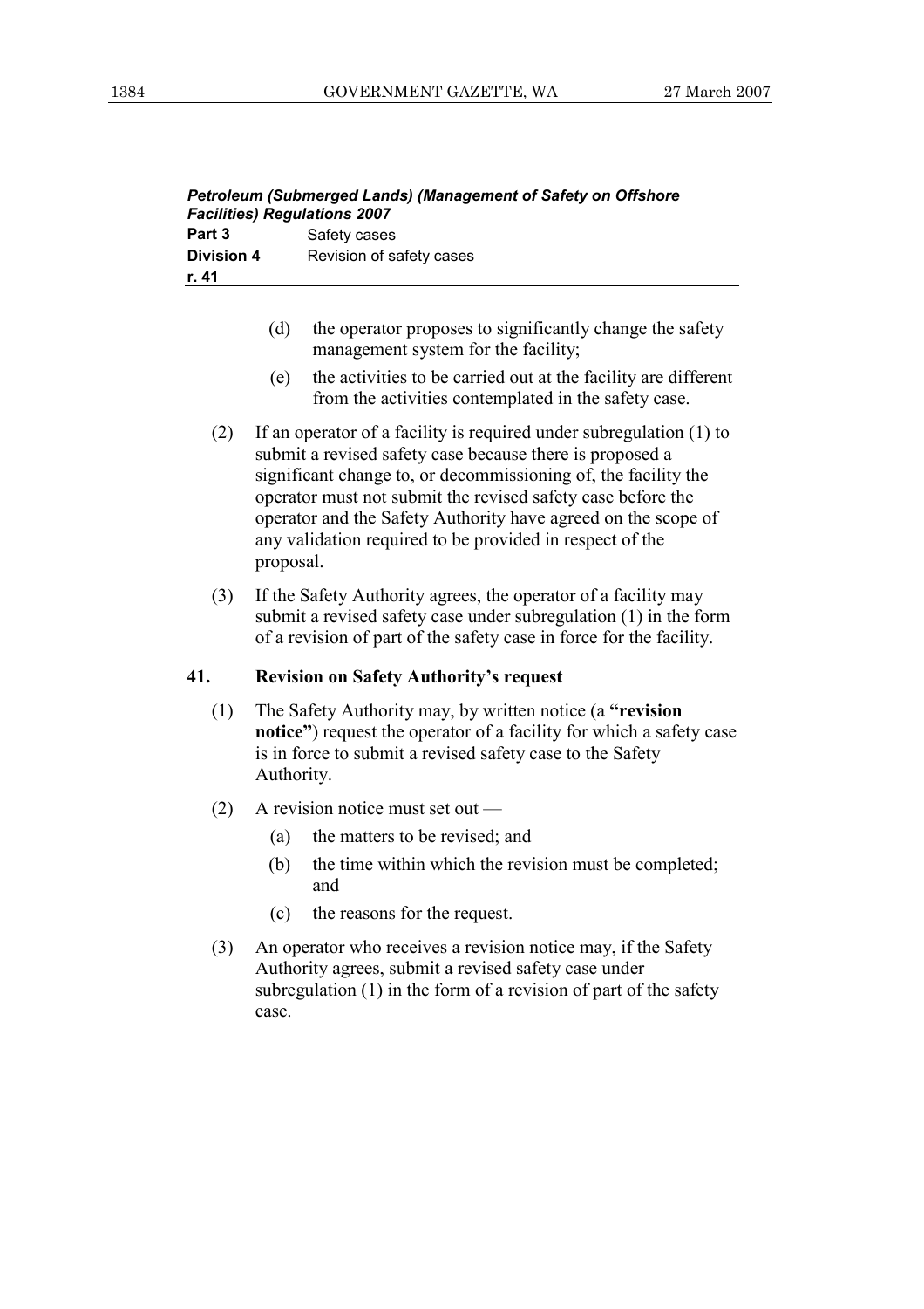(d) the operator proposes to significantly change the safety management system for the facility;

(e) the activities to be carried out at the facility are different from the activities contemplated in the safety case.

(2) If an operator of a facility is required under subregulation (1) to submit a revised safety case because there is proposed a significant change to, or decommissioning of, the facility the operator must not submit the revised safety case before the operator and the Safety Authority have agreed on the scope of any validation required to be provided in respect of the proposal.

(3) If the Safety Authority agrees, the operator of a facility may submit a revised safety case under subregulation (1) in the form of a revision of part of the safety case in force for the facility.

### 41. Revision on Safety Authority's request

(1) The Safety Authority may, by written notice (a **"revision notice"**) request the operator of a facility for which a safety case is in force to submit a revised safety case to the Safety Authority.

(2) A revision notice must set out —

(a) the matters to be revised; and

(b) the time within which the revision must be completed; and

(c) the reasons for the request.

(3) An operator who receives a revision notice may, if the Safety Authority agrees, submit a revised safety case under subregulation (1) in the form of a revision of part of the safety case.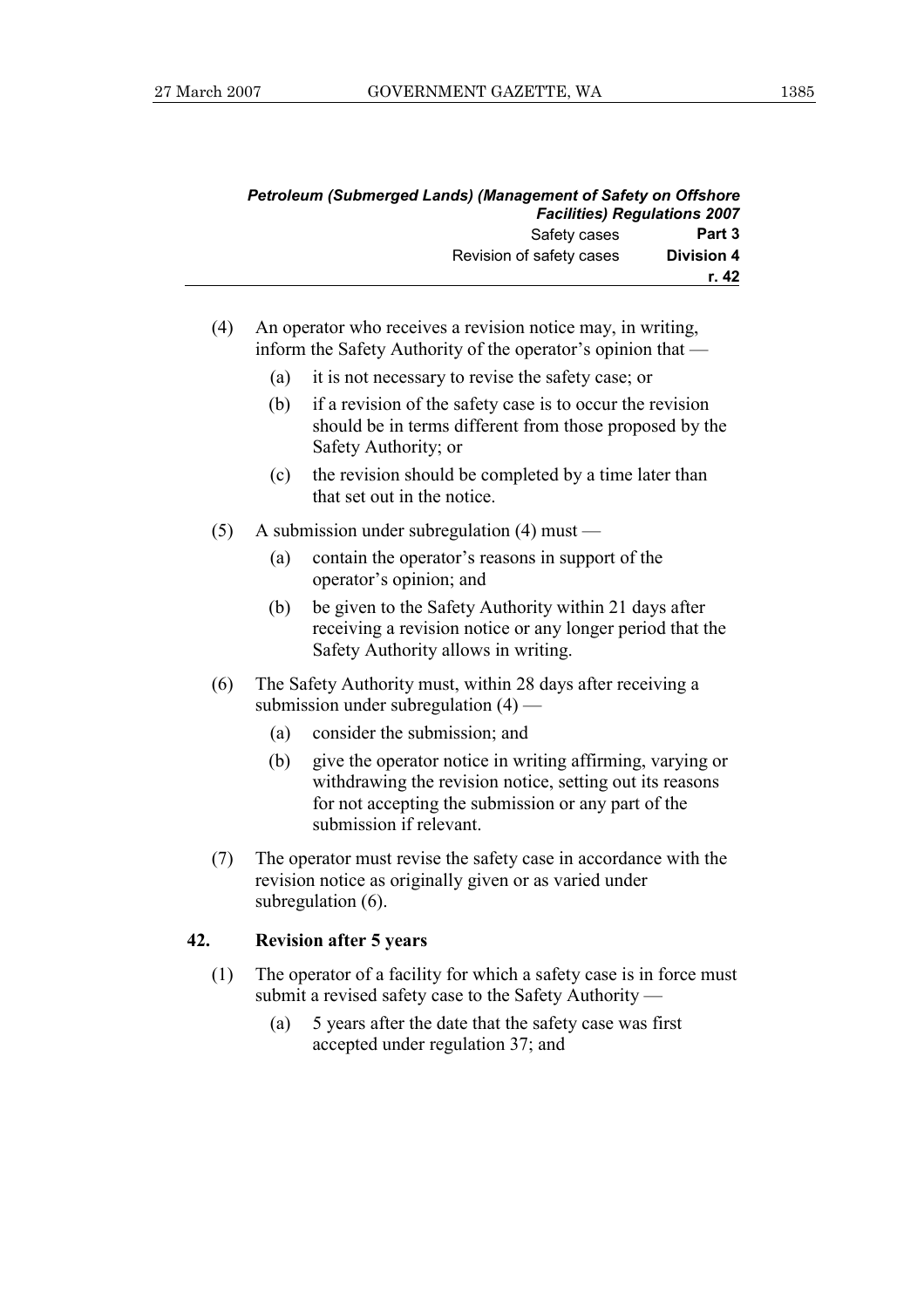(4) An operator who receives a revision notice may, in writing, inform the Safety Authority of the operator's opinion that —

(a) it is not necessary to revise the safety case; or

(b) if a revision of the safety case is to occur the revision should be in terms different from those proposed by the Safety Authority; or

(c) the revision should be completed by a time later than that set out in the notice.

(5) A submission under subregulation (4) must —

(a) contain the operator's reasons in support of the operator's opinion; and

(b) be given to the Safety Authority within 21 days after receiving a revision notice or any longer period that the Safety Authority allows in writing.

(6) The Safety Authority must, within 28 days after receiving a submission under subregulation (4) —

(a) consider the submission; and

(b) give the operator notice in writing affirming, varying or withdrawing the revision notice, setting out its reasons for not accepting the submission or any part of the submission if relevant.

(7) The operator must revise the safety case in accordance with the revision notice as originally given or as varied under subregulation (6).

**42. Revision after 5 years**

(1) The operator of a facility for which a safety case is in force must submit a revised safety case to the Safety Authority —

(a) 5 years after the date that the safety case was first accepted under regulation 37; and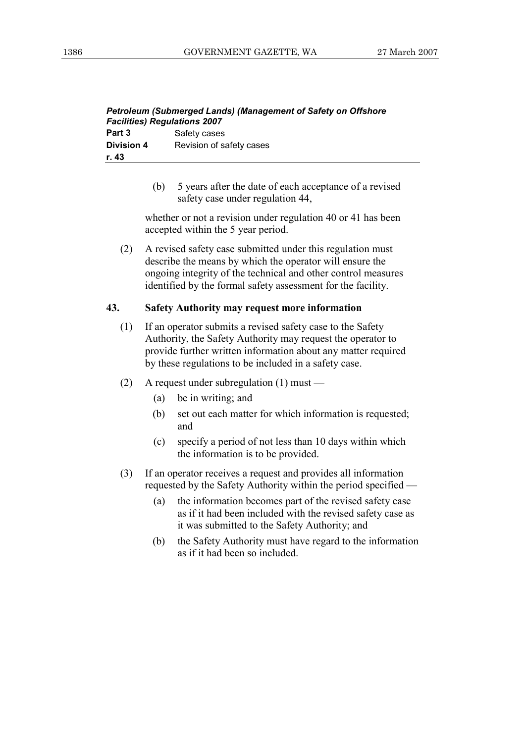(b) 5 years after the date of each acceptance of a revised safety case under regulation 44,

whether or not a revision under regulation 40 or 41 has been accepted within the 5 year period.

(2) A revised safety case submitted under this regulation must describe the means by which the operator will ensure the ongoing integrity of the technical and other control measures identified by the formal safety assessment for the facility.

### 43. Safety Authority may request more information

(1) If an operator submits a revised safety case to the Safety Authority, the Safety Authority may request the operator to provide further written information about any matter required by these regulations to be included in a safety case.

(2) A request under subregulation (1) must —

- (a) be in writing; and
- (b) set out each matter for which information is requested; and
- (c) specify a period of not less than 10 days within which the information is to be provided.

(3) If an operator receives a request and provides all information requested by the Safety Authority within the period specified —

- (a) the information becomes part of the revised safety case as if it had been included with the revised safety case as it was submitted to the Safety Authority; and
- (b) the Safety Authority must have regard to the information as if it had been so included.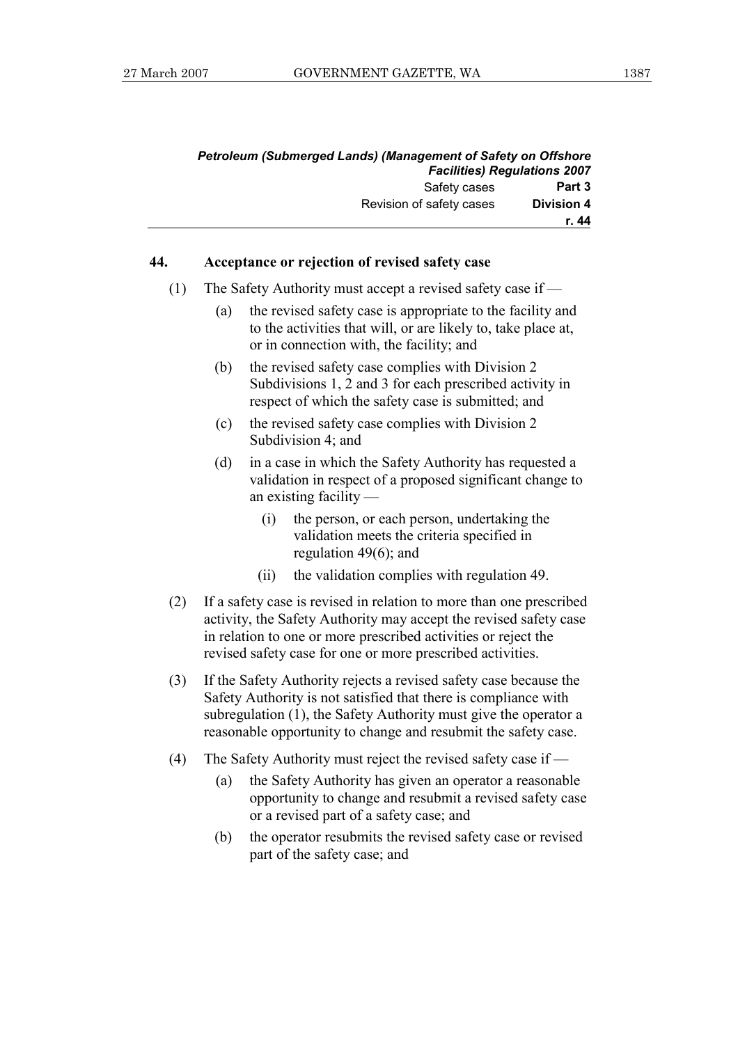## 44. Acceptance or rejection of revised safety case

(1) The Safety Authority must accept a revised safety case if —

  (a) the revised safety case is appropriate to the facility and to the activities that will, or are likely to, take place at, or in connection with, the facility; and

  (b) the revised safety case complies with Division 2 Subdivisions 1, 2 and 3 for each prescribed activity in respect of which the safety case is submitted; and

  (c) the revised safety case complies with Division 2 Subdivision 4; and

  (d) in a case in which the Safety Authority has requested a validation in respect of a proposed significant change to an existing facility —

    (i) the person, or each person, undertaking the validation meets the criteria specified in regulation 49(6); and

    (ii) the validation complies with regulation 49.

(2) If a safety case is revised in relation to more than one prescribed activity, the Safety Authority may accept the revised safety case in relation to one or more prescribed activities or reject the revised safety case for one or more prescribed activities.

(3) If the Safety Authority rejects a revised safety case because the Safety Authority is not satisfied that there is compliance with subregulation (1), the Safety Authority must give the operator a reasonable opportunity to change and resubmit the safety case.

(4) The Safety Authority must reject the revised safety case if —

  (a) the Safety Authority has given an operator a reasonable opportunity to change and resubmit a revised safety case or a revised part of a safety case; and

  (b) the operator resubmits the revised safety case or revised part of the safety case; and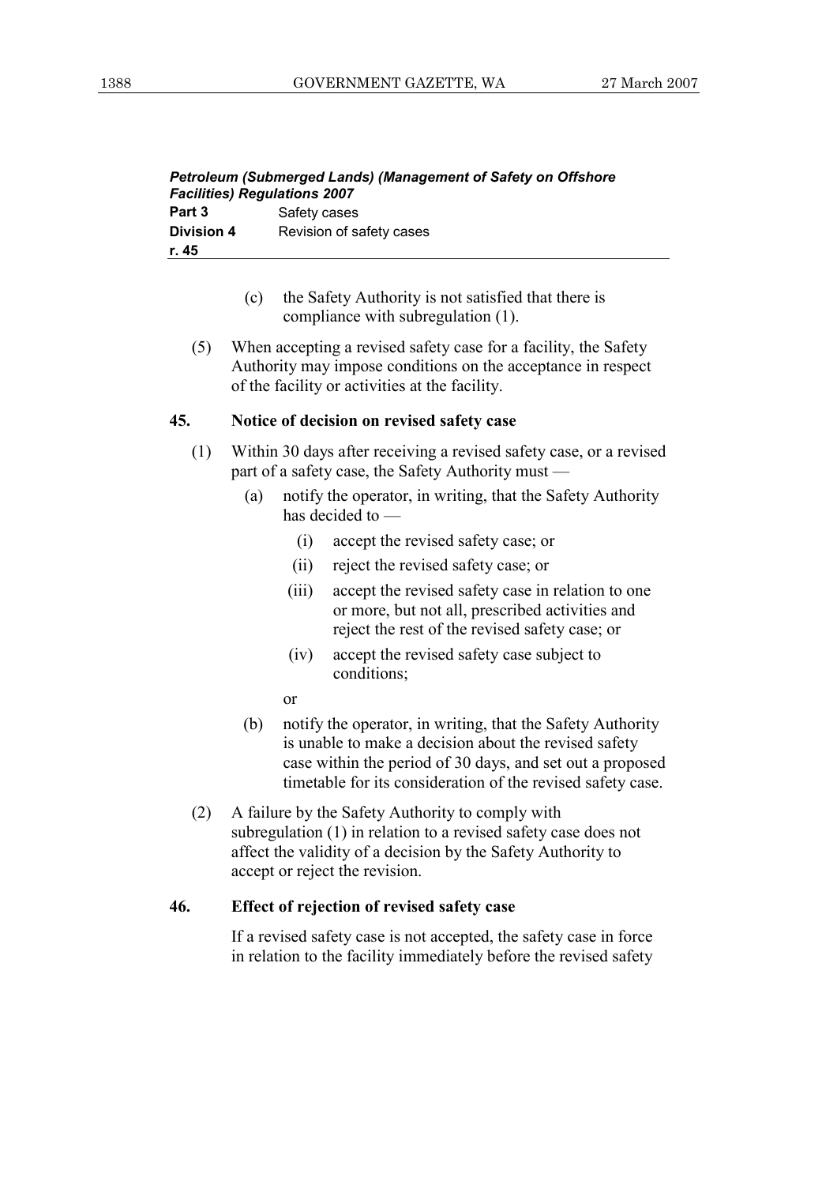*Petroleum (Submerged Lands) (Management of Safety on Offshore Facilities) Regulations 2007*
**Part 3** Safety cases
**Division 4** Revision of safety cases
**r. 45**

(c) the Safety Authority is not satisfied that there is compliance with subregulation (1).

(5) When accepting a revised safety case for a facility, the Safety Authority may impose conditions on the acceptance in respect of the facility or activities at the facility.

**45. Notice of decision on revised safety case**

(1) Within 30 days after receiving a revised safety case, or a revised part of a safety case, the Safety Authority must —

(a) notify the operator, in writing, that the Safety Authority has decided to —

(i) accept the revised safety case; or

(ii) reject the revised safety case; or

(iii) accept the revised safety case in relation to one or more, but not all, prescribed activities and reject the rest of the revised safety case; or

(iv) accept the revised safety case subject to conditions;

or

(b) notify the operator, in writing, that the Safety Authority is unable to make a decision about the revised safety case within the period of 30 days, and set out a proposed timetable for its consideration of the revised safety case.

(2) A failure by the Safety Authority to comply with subregulation (1) in relation to a revised safety case does not affect the validity of a decision by the Safety Authority to accept or reject the revision.

**46. Effect of rejection of revised safety case**

If a revised safety case is not accepted, the safety case in force in relation to the facility immediately before the revised safety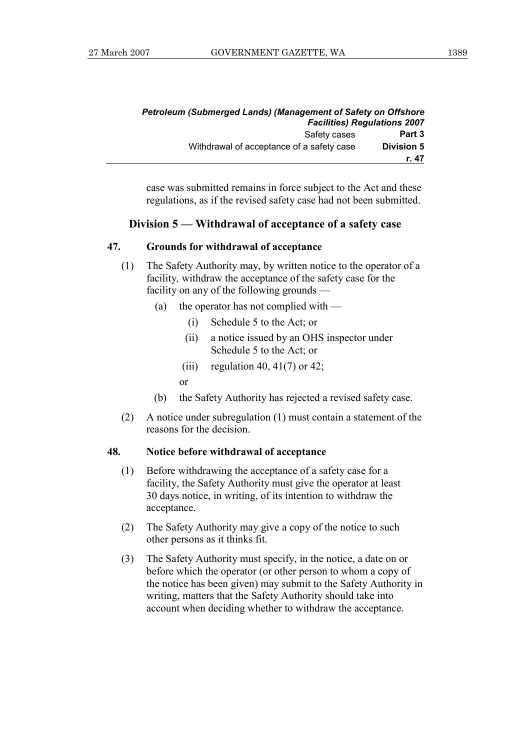case was submitted remains in force subject to the Act and these regulations, as if the revised safety case had not been submitted.

## Division 5 — Withdrawal of acceptance of a safety case

### 47. Grounds for withdrawal of acceptance

(1) The Safety Authority may, by written notice to the operator of a facility, withdraw the acceptance of the safety case for the facility on any of the following grounds —

(a) the operator has not complied with —

(i) Schedule 5 to the Act; or

(ii) a notice issued by an OHS inspector under Schedule 5 to the Act; or

(iii) regulation 40, 41(7) or 42;

or

(b) the Safety Authority has rejected a revised safety case.

(2) A notice under subregulation (1) must contain a statement of the reasons for the decision.

### 48. Notice before withdrawal of acceptance

(1) Before withdrawing the acceptance of a safety case for a facility, the Safety Authority must give the operator at least 30 days notice, in writing, of its intention to withdraw the acceptance.

(2) The Safety Authority may give a copy of the notice to such other persons as it thinks fit.

(3) The Safety Authority must specify, in the notice, a date on or before which the operator (or other person to whom a copy of the notice has been given) may submit to the Safety Authority in writing, matters that the Safety Authority should take into account when deciding whether to withdraw the acceptance.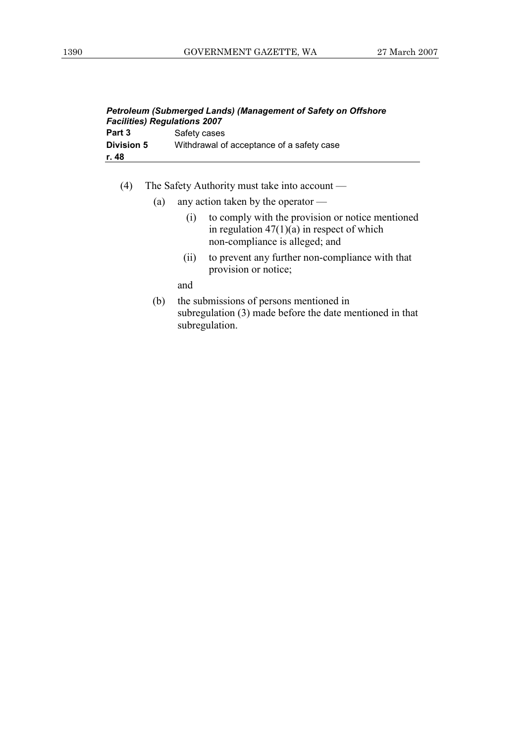(4) The Safety Authority must take into account —

(a) any action taken by the operator —

(i) to comply with the provision or notice mentioned in regulation 47(1)(a) in respect of which non-compliance is alleged; and

(ii) to prevent any further non-compliance with that provision or notice;

and

(b) the submissions of persons mentioned in subregulation (3) made before the date mentioned in that subregulation.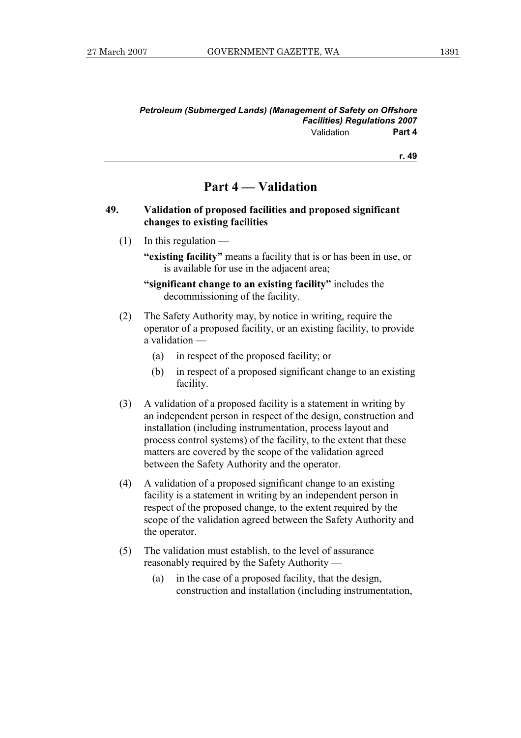# Part 4 — Validation

### 49. Validation of proposed facilities and proposed significant changes to existing facilities

(1) In this regulation —

**"existing facility"** means a facility that is or has been in use, or is available for use in the adjacent area;

**"significant change to an existing facility"** includes the decommissioning of the facility.

(2) The Safety Authority may, by notice in writing, require the operator of a proposed facility, or an existing facility, to provide a validation —

(a) in respect of the proposed facility; or

(b) in respect of a proposed significant change to an existing facility.

(3) A validation of a proposed facility is a statement in writing by an independent person in respect of the design, construction and installation (including instrumentation, process layout and process control systems) of the facility, to the extent that these matters are covered by the scope of the validation agreed between the Safety Authority and the operator.

(4) A validation of a proposed significant change to an existing facility is a statement in writing by an independent person in respect of the proposed change, to the extent required by the scope of the validation agreed between the Safety Authority and the operator.

(5) The validation must establish, to the level of assurance reasonably required by the Safety Authority —

(a) in the case of a proposed facility, that the design, construction and installation (including instrumentation,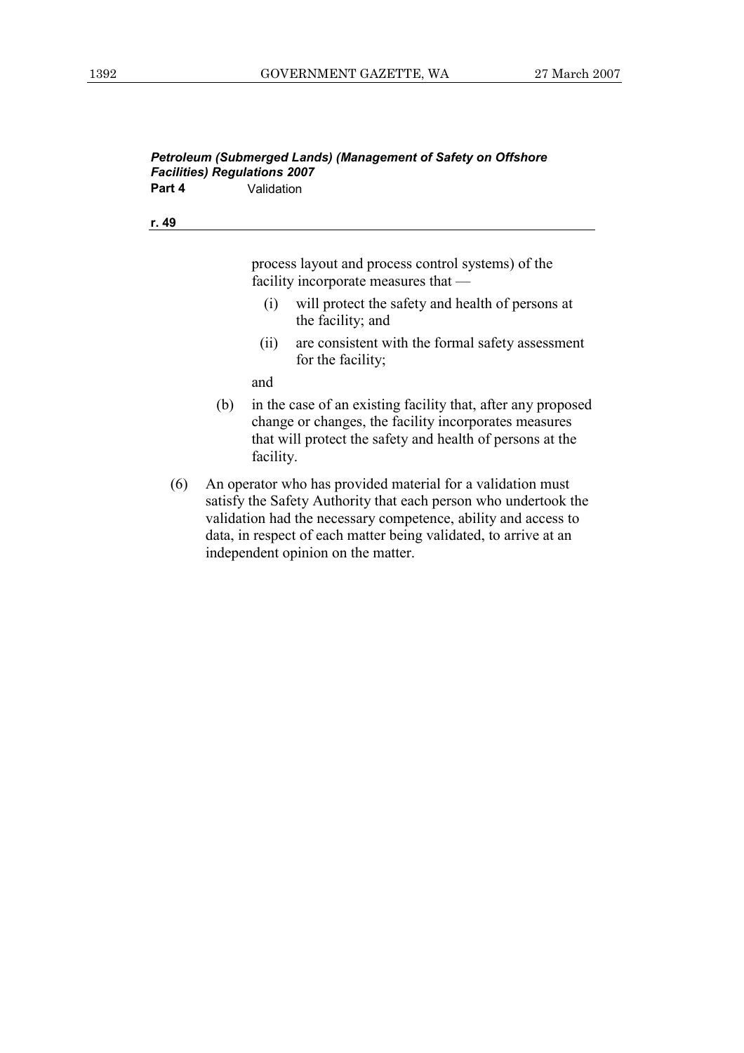process layout and process control systems) of the facility incorporate measures that —

  (i) will protect the safety and health of persons at the facility; and

  (ii) are consistent with the formal safety assessment for the facility;

 and

(b) in the case of an existing facility that, after any proposed change or changes, the facility incorporates measures that will protect the safety and health of persons at the facility.

(6) An operator who has provided material for a validation must satisfy the Safety Authority that each person who undertook the validation had the necessary competence, ability and access to data, in respect of each matter being validated, to arrive at an independent opinion on the matter.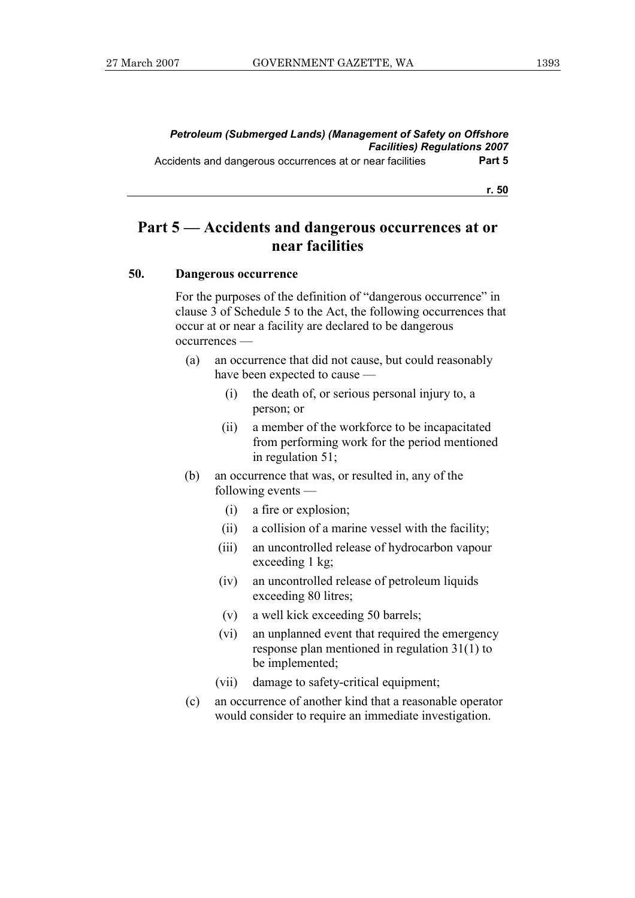# Part 5 — Accidents and dangerous occurrences at or near facilities

### 50. Dangerous occurrence

For the purposes of the definition of "dangerous occurrence" in clause 3 of Schedule 5 to the Act, the following occurrences that occur at or near a facility are declared to be dangerous occurrences —

- (a) an occurrence that did not cause, but could reasonably have been expected to cause —
  - (i) the death of, or serious personal injury to, a person; or
  - (ii) a member of the workforce to be incapacitated from performing work for the period mentioned in regulation 51;
- (b) an occurrence that was, or resulted in, any of the following events —
  - (i) a fire or explosion;
  - (ii) a collision of a marine vessel with the facility;
  - (iii) an uncontrolled release of hydrocarbon vapour exceeding 1 kg;
  - (iv) an uncontrolled release of petroleum liquids exceeding 80 litres;
  - (v) a well kick exceeding 50 barrels;
  - (vi) an unplanned event that required the emergency response plan mentioned in regulation 31(1) to be implemented;
  - (vii) damage to safety-critical equipment;
- (c) an occurrence of another kind that a reasonable operator would consider to require an immediate investigation.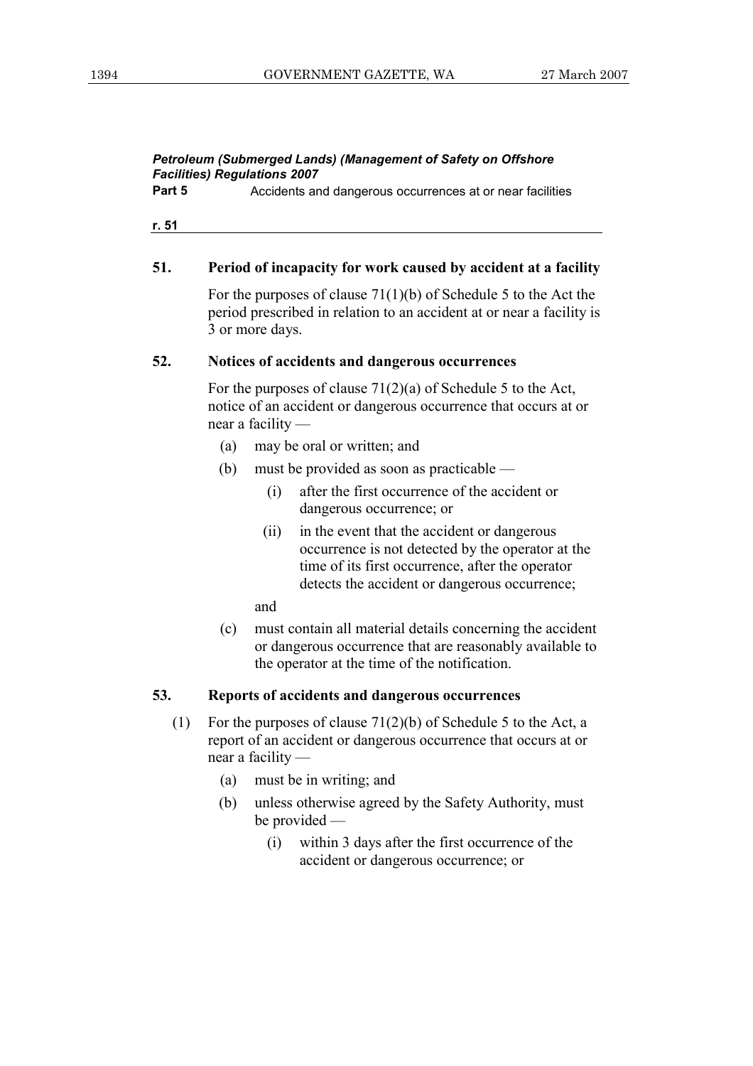### 51. Period of incapacity for work caused by accident at a facility

For the purposes of clause 71(1)(b) of Schedule 5 to the Act the period prescribed in relation to an accident at or near a facility is 3 or more days.

### 52. Notices of accidents and dangerous occurrences

For the purposes of clause 71(2)(a) of Schedule 5 to the Act, notice of an accident or dangerous occurrence that occurs at or near a facility —

(a) may be oral or written; and

(b) must be provided as soon as practicable —

  (i) after the first occurrence of the accident or dangerous occurrence; or

  (ii) in the event that the accident or dangerous occurrence is not detected by the operator at the time of its first occurrence, after the operator detects the accident or dangerous occurrence;

and

(c) must contain all material details concerning the accident or dangerous occurrence that are reasonably available to the operator at the time of the notification.

### 53. Reports of accidents and dangerous occurrences

(1) For the purposes of clause 71(2)(b) of Schedule 5 to the Act, a report of an accident or dangerous occurrence that occurs at or near a facility —

(a) must be in writing; and

(b) unless otherwise agreed by the Safety Authority, must be provided —

  (i) within 3 days after the first occurrence of the accident or dangerous occurrence; or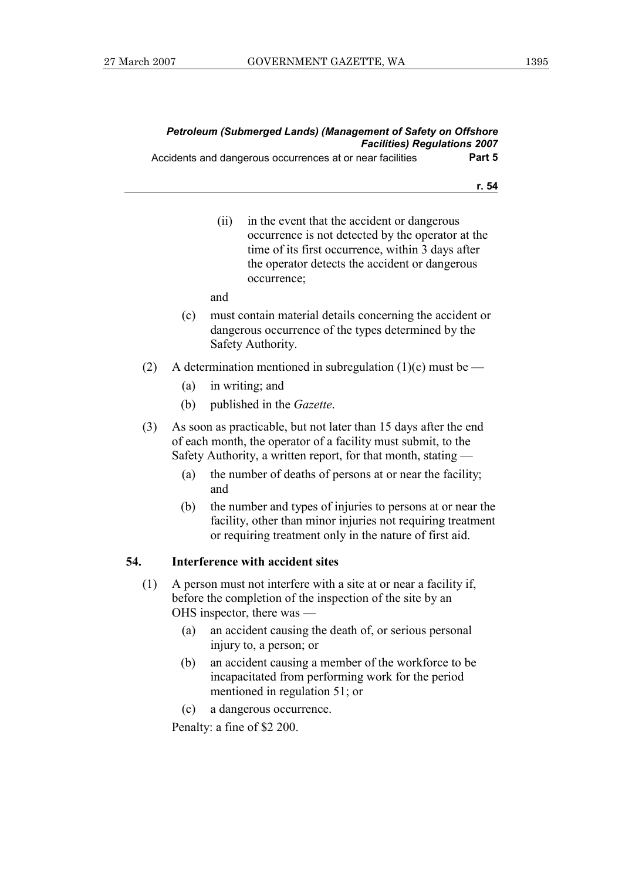(ii) in the event that the accident or dangerous occurrence is not detected by the operator at the time of its first occurrence, within 3 days after the operator detects the accident or dangerous occurrence;

and

(c) must contain material details concerning the accident or dangerous occurrence of the types determined by the Safety Authority.

(2) A determination mentioned in subregulation (1)(c) must be —

(a) in writing; and

(b) published in the *Gazette*.

(3) As soon as practicable, but not later than 15 days after the end of each month, the operator of a facility must submit, to the Safety Authority, a written report, for that month, stating —

(a) the number of deaths of persons at or near the facility; and

(b) the number and types of injuries to persons at or near the facility, other than minor injuries not requiring treatment or requiring treatment only in the nature of first aid.

### 54. Interference with accident sites

(1) A person must not interfere with a site at or near a facility if, before the completion of the inspection of the site by an OHS inspector, there was —

(a) an accident causing the death of, or serious personal injury to, a person; or

(b) an accident causing a member of the workforce to be incapacitated from performing work for the period mentioned in regulation 51; or

(c) a dangerous occurrence.

Penalty: a fine of $2 200.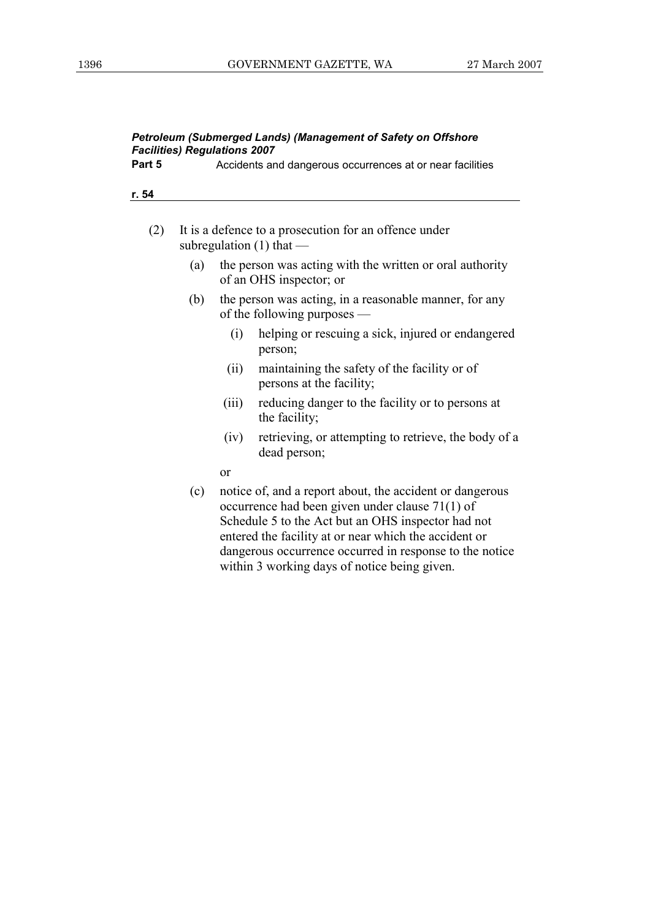(2) It is a defence to a prosecution for an offence under subregulation (1) that —

  (a) the person was acting with the written or oral authority of an OHS inspector; or

  (b) the person was acting, in a reasonable manner, for any of the following purposes —

    (i) helping or rescuing a sick, injured or endangered person;

    (ii) maintaining the safety of the facility or of persons at the facility;

    (iii) reducing danger to the facility or to persons at the facility;

    (iv) retrieving, or attempting to retrieve, the body of a dead person;

  or

  (c) notice of, and a report about, the accident or dangerous occurrence had been given under clause 71(1) of Schedule 5 to the Act but an OHS inspector had not entered the facility at or near which the accident or dangerous occurrence occurred in response to the notice within 3 working days of notice being given.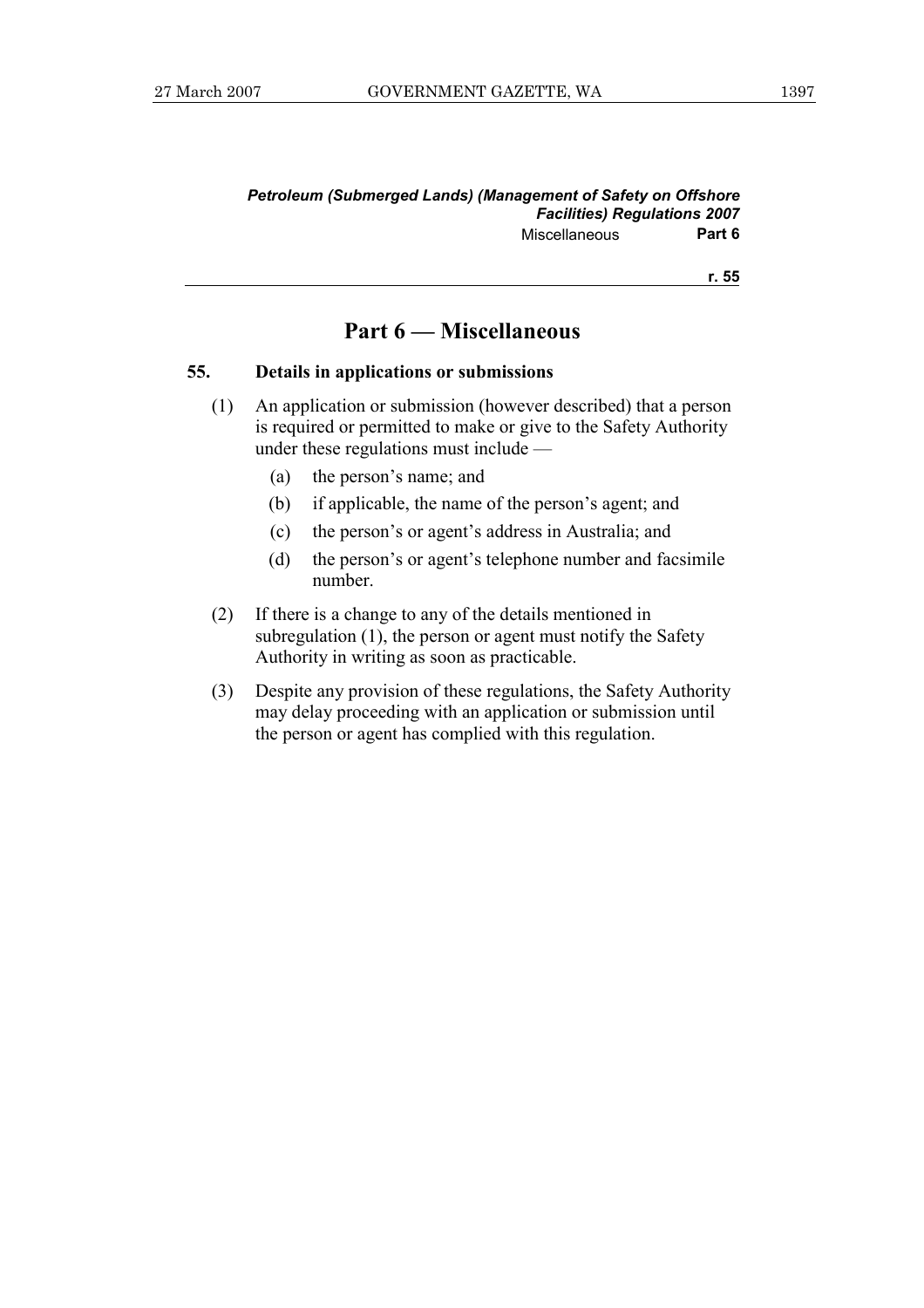# Part 6 — Miscellaneous

**55. Details in applications or submissions**

(1) An application or submission (however described) that a person is required or permitted to make or give to the Safety Authority under these regulations must include —

- (a) the person's name; and
- (b) if applicable, the name of the person's agent; and
- (c) the person's or agent's address in Australia; and
- (d) the person's or agent's telephone number and facsimile number.

(2) If there is a change to any of the details mentioned in subregulation (1), the person or agent must notify the Safety Authority in writing as soon as practicable.

(3) Despite any provision of these regulations, the Safety Authority may delay proceeding with an application or submission until the person or agent has complied with this regulation.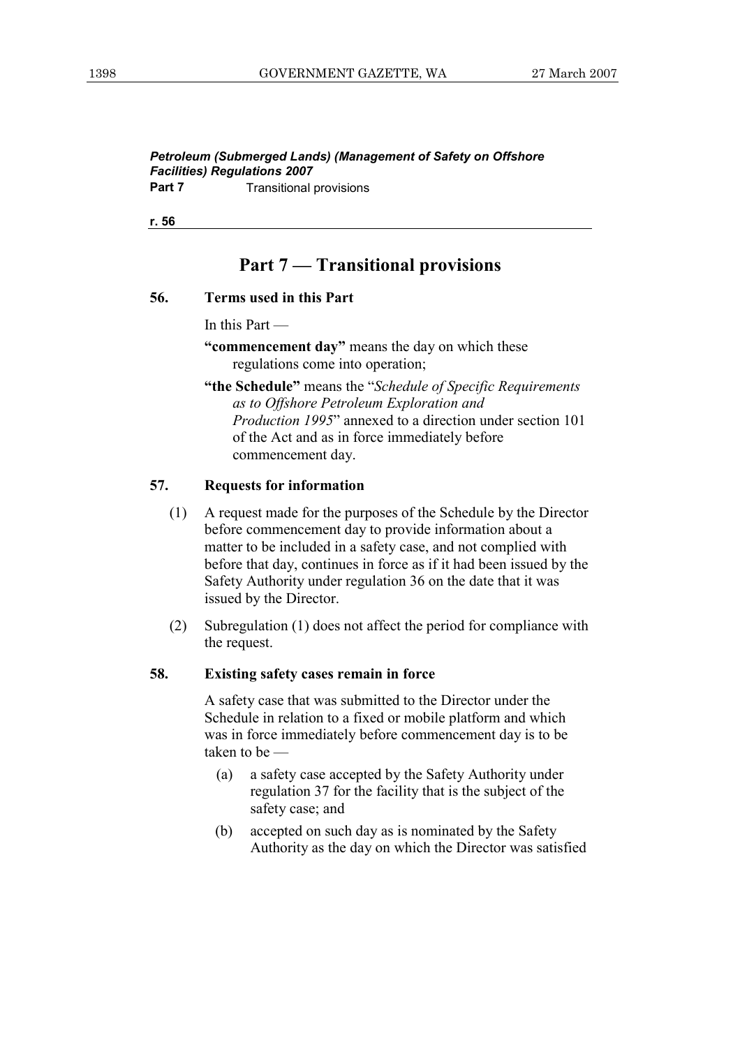## Part 7 — Transitional provisions

### 56. Terms used in this Part

In this Part —

**"commencement day"** means the day on which these regulations come into operation;

**"the Schedule"** means the "*Schedule of Specific Requirements as to Offshore Petroleum Exploration and Production 1995*" annexed to a direction under section 101 of the Act and as in force immediately before commencement day.

### 57. Requests for information

(1) A request made for the purposes of the Schedule by the Director before commencement day to provide information about a matter to be included in a safety case, and not complied with before that day, continues in force as if it had been issued by the Safety Authority under regulation 36 on the date that it was issued by the Director.

(2) Subregulation (1) does not affect the period for compliance with the request.

### 58. Existing safety cases remain in force

A safety case that was submitted to the Director under the Schedule in relation to a fixed or mobile platform and which was in force immediately before commencement day is to be taken to be —

(a) a safety case accepted by the Safety Authority under regulation 37 for the facility that is the subject of the safety case; and

(b) accepted on such day as is nominated by the Safety Authority as the day on which the Director was satisfied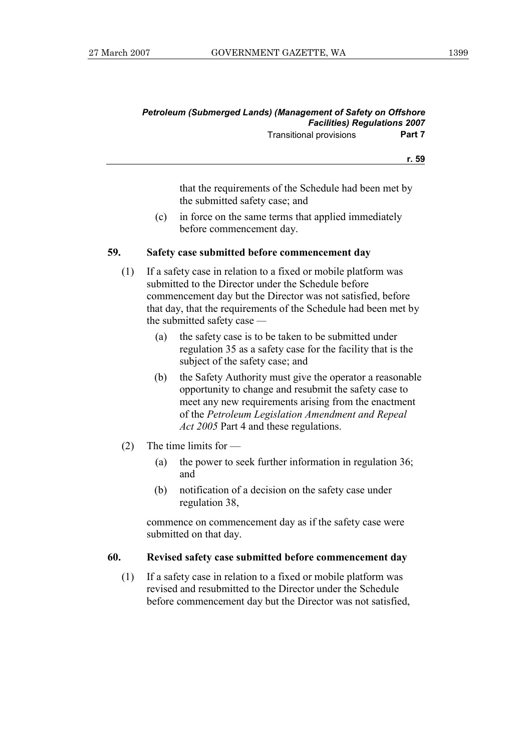that the requirements of the Schedule had been met by the submitted safety case; and

(c) in force on the same terms that applied immediately before commencement day.

**59. Safety case submitted before commencement day**

(1) If a safety case in relation to a fixed or mobile platform was submitted to the Director under the Schedule before commencement day but the Director was not satisfied, before that day, that the requirements of the Schedule had been met by the submitted safety case —

(a) the safety case is to be taken to be submitted under regulation 35 as a safety case for the facility that is the subject of the safety case; and

(b) the Safety Authority must give the operator a reasonable opportunity to change and resubmit the safety case to meet any new requirements arising from the enactment of the *Petroleum Legislation Amendment and Repeal Act 2005* Part 4 and these regulations.

(2) The time limits for —

(a) the power to seek further information in regulation 36; and

(b) notification of a decision on the safety case under regulation 38,

commence on commencement day as if the safety case were submitted on that day.

**60. Revised safety case submitted before commencement day**

(1) If a safety case in relation to a fixed or mobile platform was revised and resubmitted to the Director under the Schedule before commencement day but the Director was not satisfied,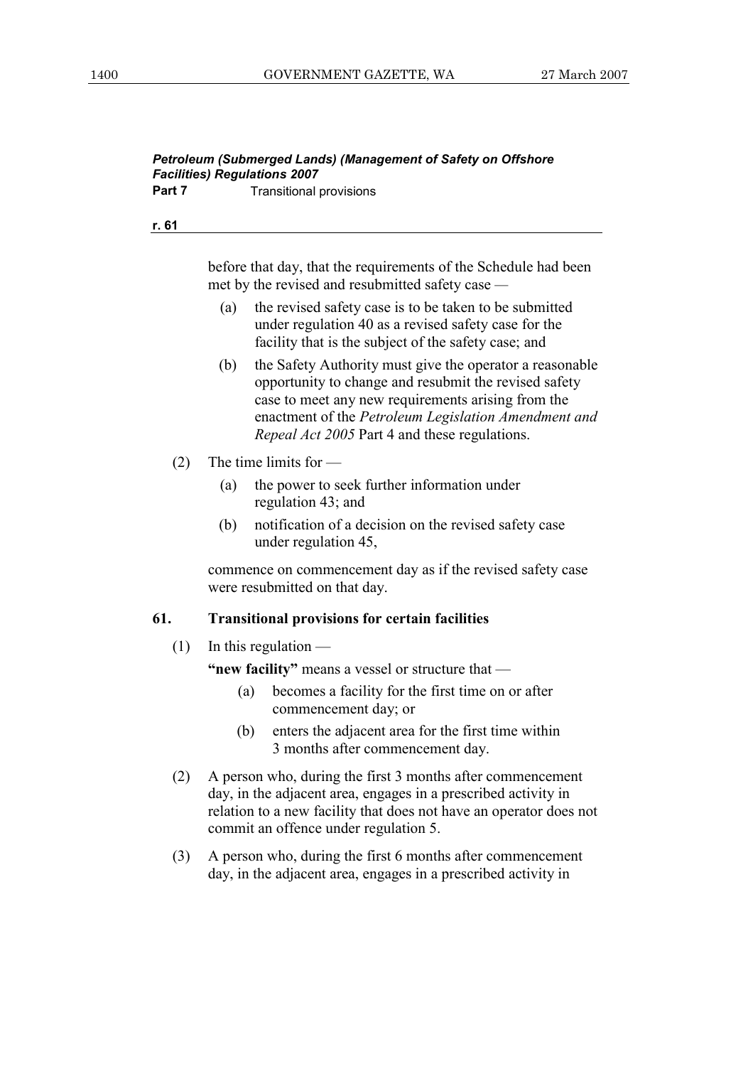before that day, that the requirements of the Schedule had been met by the revised and resubmitted safety case —

(a) the revised safety case is to be taken to be submitted under regulation 40 as a revised safety case for the facility that is the subject of the safety case; and

(b) the Safety Authority must give the operator a reasonable opportunity to change and resubmit the revised safety case to meet any new requirements arising from the enactment of the *Petroleum Legislation Amendment and Repeal Act 2005* Part 4 and these regulations.

(2) The time limits for —

(a) the power to seek further information under regulation 43; and

(b) notification of a decision on the revised safety case under regulation 45,

commence on commencement day as if the revised safety case were resubmitted on that day.

**61. Transitional provisions for certain facilities**

(1) In this regulation —

**"new facility"** means a vessel or structure that —

(a) becomes a facility for the first time on or after commencement day; or

(b) enters the adjacent area for the first time within 3 months after commencement day.

(2) A person who, during the first 3 months after commencement day, in the adjacent area, engages in a prescribed activity in relation to a new facility that does not have an operator does not commit an offence under regulation 5.

(3) A person who, during the first 6 months after commencement day, in the adjacent area, engages in a prescribed activity in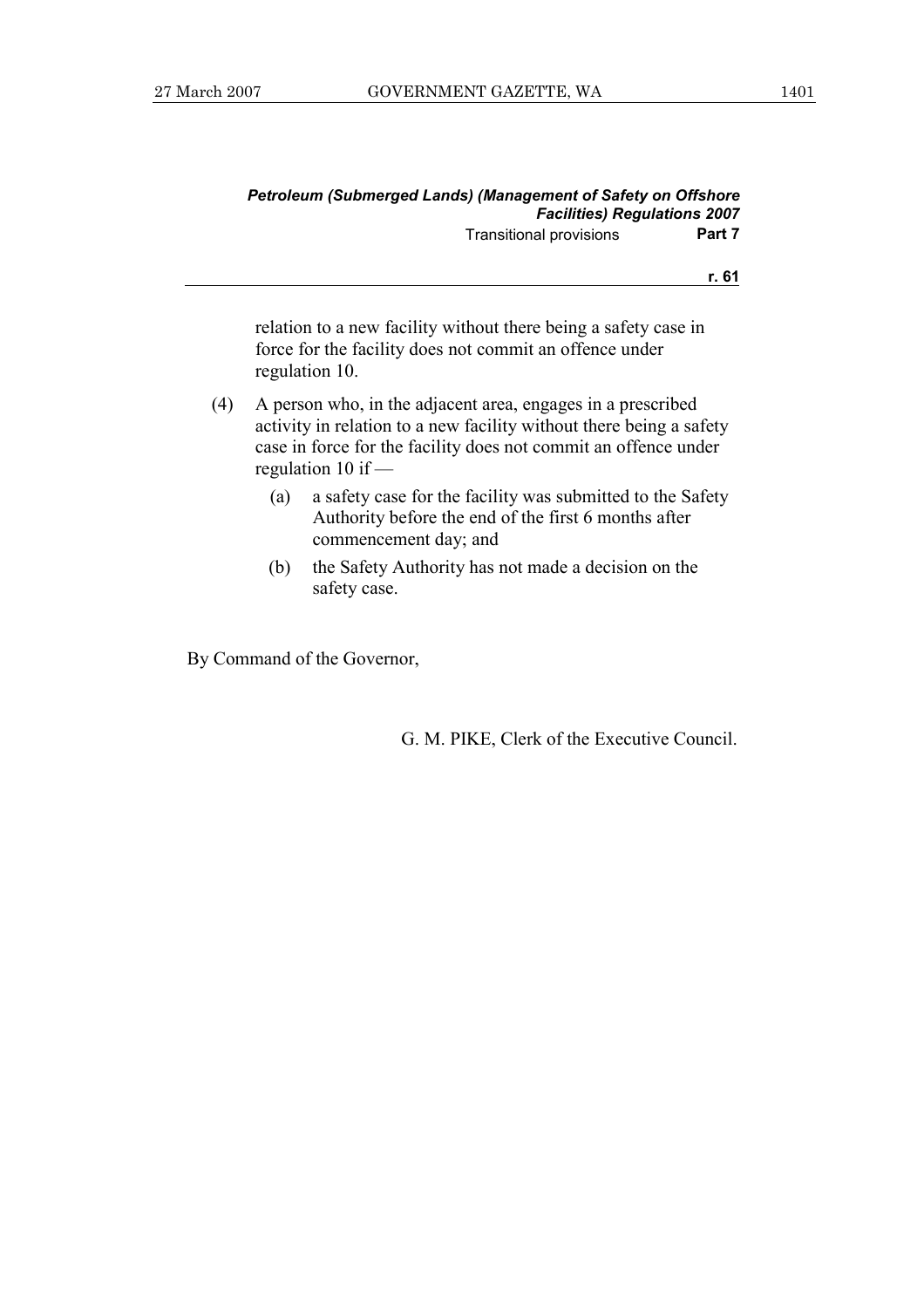relation to a new facility without there being a safety case in force for the facility does not commit an offence under regulation 10.

(4) A person who, in the adjacent area, engages in a prescribed activity in relation to a new facility without there being a safety case in force for the facility does not commit an offence under regulation 10 if —

- (a) a safety case for the facility was submitted to the Safety Authority before the end of the first 6 months after commencement day; and
- (b) the Safety Authority has not made a decision on the safety case.

By Command of the Governor,

G. M. PIKE, Clerk of the Executive Council.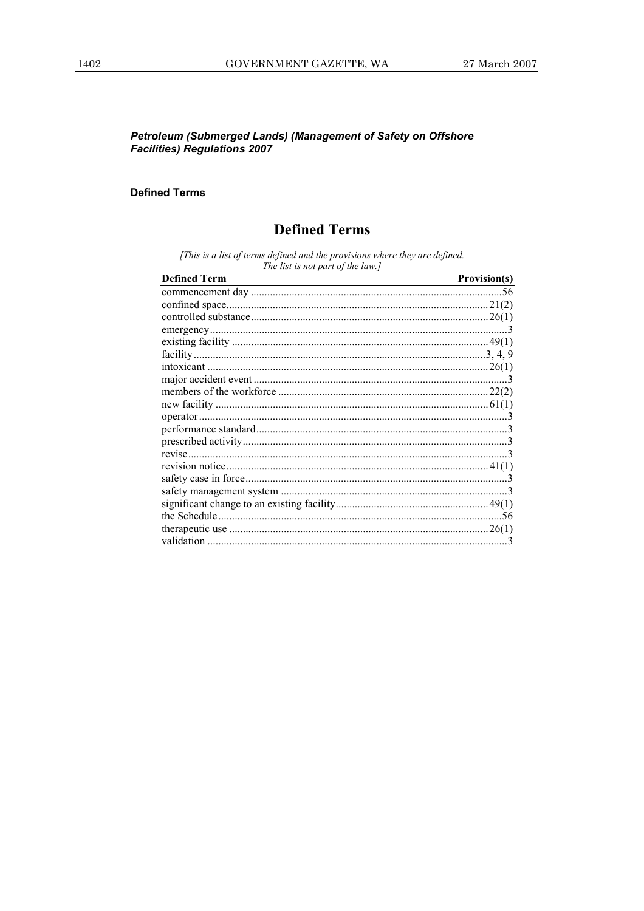*Petroleum (Submerged Lands) (Management of Safety on Offshore Facilities) Regulations 2007*

**Defined Terms**

# Defined Terms

*[This is a list of terms defined and the provisions where they are defined. The list is not part of the law.]*

| Defined Term | Provision(s) |
|---|---|
| commencement day | 56 |
| confined space | 21(2) |
| controlled substance | 26(1) |
| emergency | 3 |
| existing facility | 49(1) |
| facility | 3, 4, 9 |
| intoxicant | 26(1) |
| major accident event | 3 |
| members of the workforce | 22(2) |
| new facility | 61(1) |
| operator | 3 |
| performance standard | 3 |
| prescribed activity | 3 |
| revise | 3 |
| revision notice | 41(1) |
| safety case in force | 3 |
| safety management system | 3 |
| significant change to an existing facility | 49(1) |
| the Schedule | 56 |
| therapeutic use | 26(1) |
| validation | 3 |